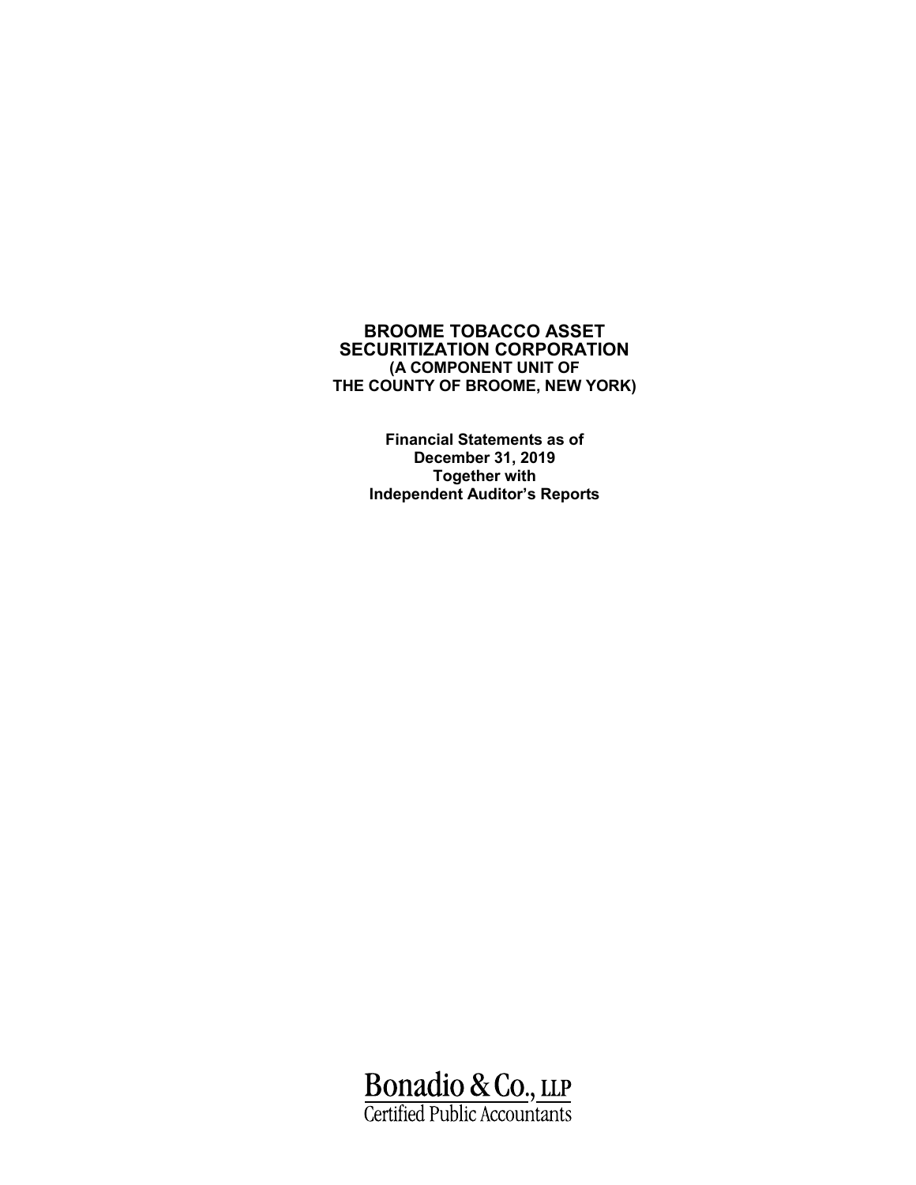# BROOME TOBACCO ASSET SECURITIZATION CORPORATION

**(A COMPONENT UNIT OF THE COUNTY OF BROOME, NEW YORK)**

**Financial Statements as of December 31, 2019 Together with Independent Auditor's Reports**

Bonadio & Co., LLP
Certified Public Accountants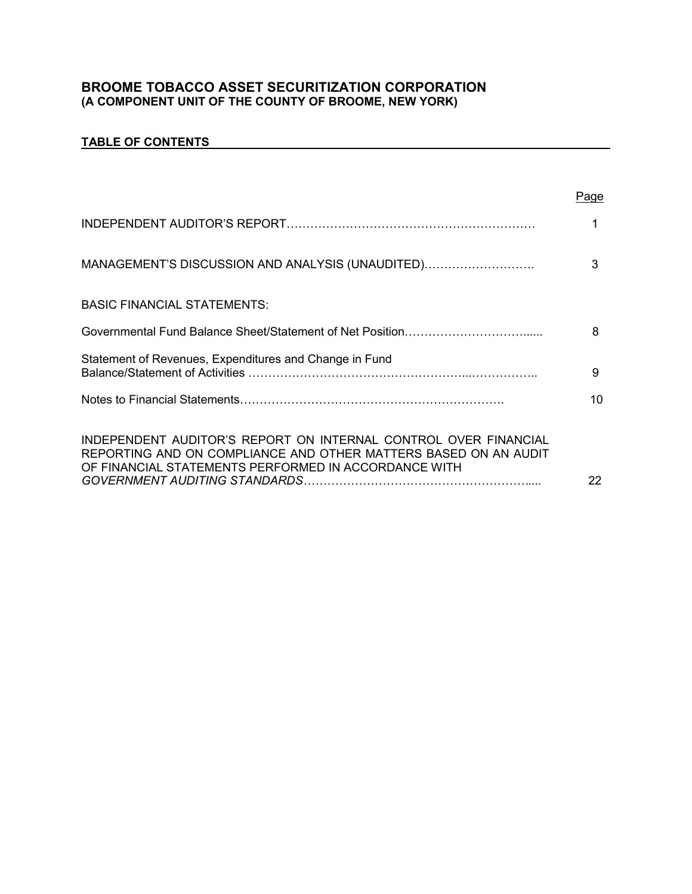# BROOME TOBACCO ASSET SECURITIZATION CORPORATION

**(A COMPONENT UNIT OF THE COUNTY OF BROOME, NEW YORK)**

## TABLE OF CONTENTS

| | Page |
|---|---|
| INDEPENDENT AUDITOR'S REPORT | 1 |
| MANAGEMENT'S DISCUSSION AND ANALYSIS (UNAUDITED) | 3 |
| BASIC FINANCIAL STATEMENTS: | |
| Governmental Fund Balance Sheet/Statement of Net Position | 8 |
| Statement of Revenues, Expenditures and Change in Fund Balance/Statement of Activities | 9 |
| Notes to Financial Statements | 10 |
| INDEPENDENT AUDITOR'S REPORT ON INTERNAL CONTROL OVER FINANCIAL REPORTING AND ON COMPLIANCE AND OTHER MATTERS BASED ON AN AUDIT OF FINANCIAL STATEMENTS PERFORMED IN ACCORDANCE WITH *GOVERNMENT AUDITING STANDARDS* | 22 |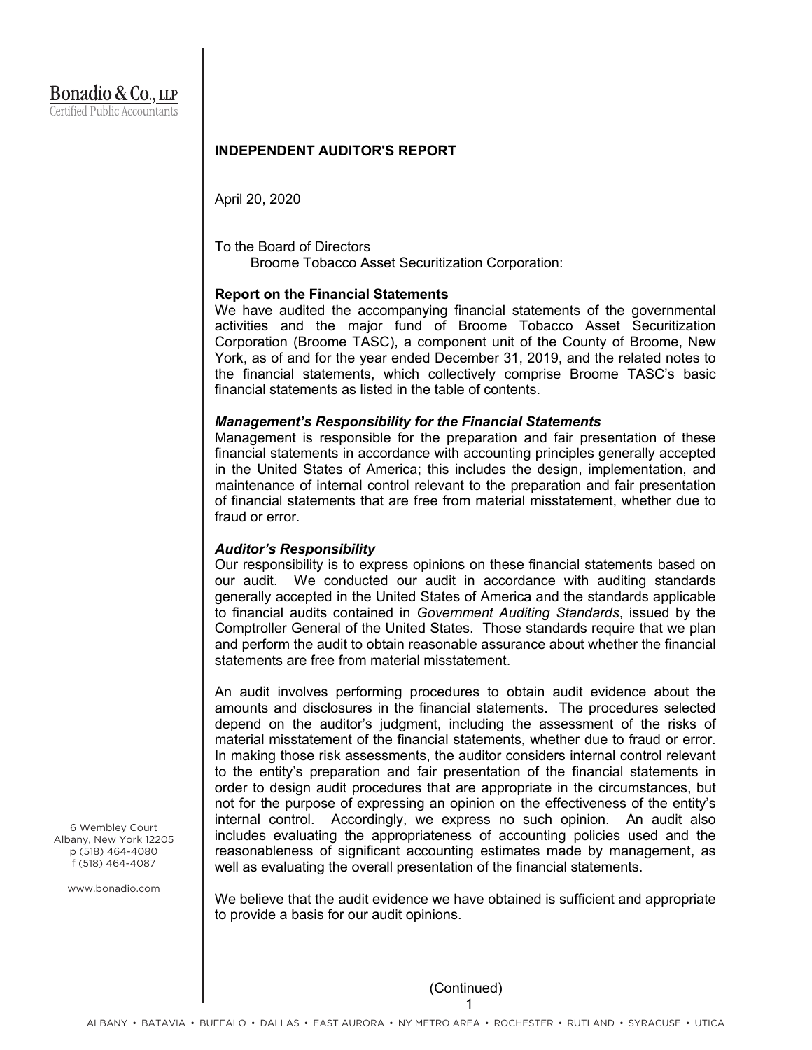Bonadio & Co., LLP
Certified Public Accountants

## INDEPENDENT AUDITOR'S REPORT

April 20, 2020

To the Board of Directors
Broome Tobacco Asset Securitization Corporation:

**Report on the Financial Statements**

We have audited the accompanying financial statements of the governmental activities and the major fund of Broome Tobacco Asset Securitization Corporation (Broome TASC), a component unit of the County of Broome, New York, as of and for the year ended December 31, 2019, and the related notes to the financial statements, which collectively comprise Broome TASC's basic financial statements as listed in the table of contents.

***Management's Responsibility for the Financial Statements***

Management is responsible for the preparation and fair presentation of these financial statements in accordance with accounting principles generally accepted in the United States of America; this includes the design, implementation, and maintenance of internal control relevant to the preparation and fair presentation of financial statements that are free from material misstatement, whether due to fraud or error.

***Auditor's Responsibility***

Our responsibility is to express opinions on these financial statements based on our audit. We conducted our audit in accordance with auditing standards generally accepted in the United States of America and the standards applicable to financial audits contained in *Government Auditing Standards*, issued by the Comptroller General of the United States. Those standards require that we plan and perform the audit to obtain reasonable assurance about whether the financial statements are free from material misstatement.

An audit involves performing procedures to obtain audit evidence about the amounts and disclosures in the financial statements. The procedures selected depend on the auditor's judgment, including the assessment of the risks of material misstatement of the financial statements, whether due to fraud or error. In making those risk assessments, the auditor considers internal control relevant to the entity's preparation and fair presentation of the financial statements in order to design audit procedures that are appropriate in the circumstances, but not for the purpose of expressing an opinion on the effectiveness of the entity's internal control. Accordingly, we express no such opinion. An audit also includes evaluating the appropriateness of accounting policies used and the reasonableness of significant accounting estimates made by management, as well as evaluating the overall presentation of the financial statements.

We believe that the audit evidence we have obtained is sufficient and appropriate to provide a basis for our audit opinions.

6 Wembley Court
Albany, New York 12205
p (518) 464-4080
f (518) 464-4087

www.bonadio.com

(Continued)

ALBANY • BATAVIA • BUFFALO • DALLAS • EAST AURORA • NY METRO AREA • ROCHESTER • RUTLAND • SYRACUSE • UTICA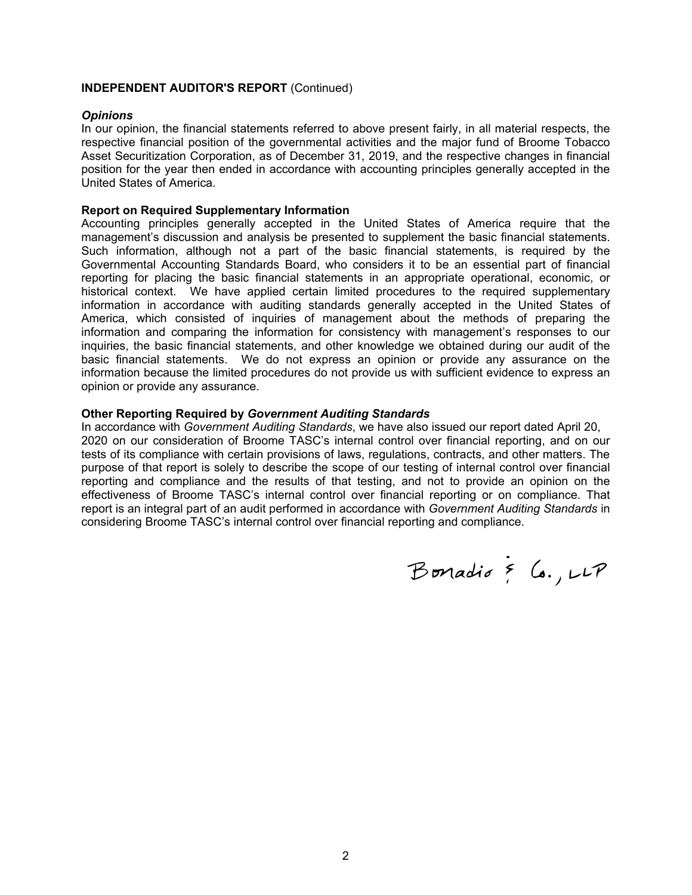**INDEPENDENT AUDITOR'S REPORT** (Continued)

***Opinions***

In our opinion, the financial statements referred to above present fairly, in all material respects, the respective financial position of the governmental activities and the major fund of Broome Tobacco Asset Securitization Corporation, as of December 31, 2019, and the respective changes in financial position for the year then ended in accordance with accounting principles generally accepted in the United States of America.

**Report on Required Supplementary Information**

Accounting principles generally accepted in the United States of America require that the management's discussion and analysis be presented to supplement the basic financial statements. Such information, although not a part of the basic financial statements, is required by the Governmental Accounting Standards Board, who considers it to be an essential part of financial reporting for placing the basic financial statements in an appropriate operational, economic, or historical context. We have applied certain limited procedures to the required supplementary information in accordance with auditing standards generally accepted in the United States of America, which consisted of inquiries of management about the methods of preparing the information and comparing the information for consistency with management's responses to our inquiries, the basic financial statements, and other knowledge we obtained during our audit of the basic financial statements. We do not express an opinion or provide any assurance on the information because the limited procedures do not provide us with sufficient evidence to express an opinion or provide any assurance.

**Other Reporting Required by *Government Auditing Standards***

In accordance with *Government Auditing Standards*, we have also issued our report dated April 20, 2020 on our consideration of Broome TASC's internal control over financial reporting, and on our tests of its compliance with certain provisions of laws, regulations, contracts, and other matters. The purpose of that report is solely to describe the scope of our testing of internal control over financial reporting and compliance and the results of that testing, and not to provide an opinion on the effectiveness of Broome TASC's internal control over financial reporting or on compliance. That report is an integral part of an audit performed in accordance with *Government Auditing Standards* in considering Broome TASC's internal control over financial reporting and compliance.

Bonadio & Co., LLP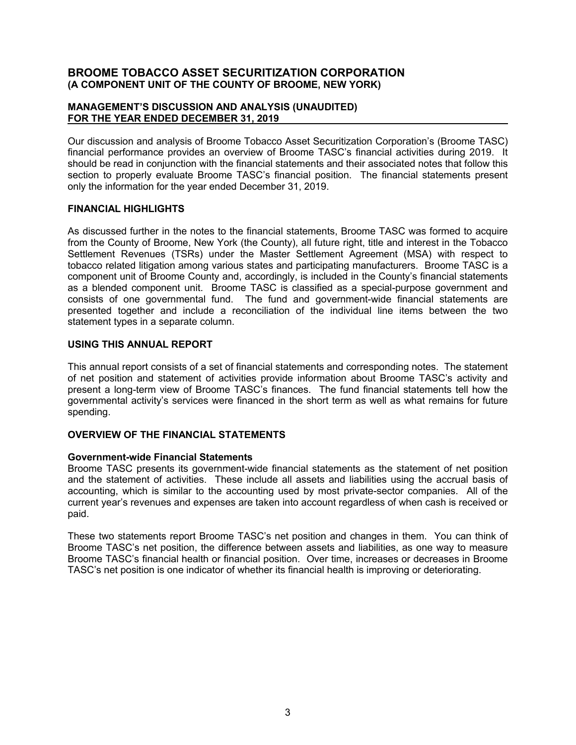# BROOME TOBACCO ASSET SECURITIZATION CORPORATION
## (A COMPONENT UNIT OF THE COUNTY OF BROOME, NEW YORK)

### MANAGEMENT'S DISCUSSION AND ANALYSIS (UNAUDITED)
### FOR THE YEAR ENDED DECEMBER 31, 2019

Our discussion and analysis of Broome Tobacco Asset Securitization Corporation's (Broome TASC) financial performance provides an overview of Broome TASC's financial activities during 2019. It should be read in conjunction with the financial statements and their associated notes that follow this section to properly evaluate Broome TASC's financial position. The financial statements present only the information for the year ended December 31, 2019.

### FINANCIAL HIGHLIGHTS

As discussed further in the notes to the financial statements, Broome TASC was formed to acquire from the County of Broome, New York (the County), all future right, title and interest in the Tobacco Settlement Revenues (TSRs) under the Master Settlement Agreement (MSA) with respect to tobacco related litigation among various states and participating manufacturers. Broome TASC is a component unit of Broome County and, accordingly, is included in the County's financial statements as a blended component unit. Broome TASC is classified as a special-purpose government and consists of one governmental fund. The fund and government-wide financial statements are presented together and include a reconciliation of the individual line items between the two statement types in a separate column.

### USING THIS ANNUAL REPORT

This annual report consists of a set of financial statements and corresponding notes. The statement of net position and statement of activities provide information about Broome TASC's activity and present a long-term view of Broome TASC's finances. The fund financial statements tell how the governmental activity's services were financed in the short term as well as what remains for future spending.

### OVERVIEW OF THE FINANCIAL STATEMENTS

**Government-wide Financial Statements**

Broome TASC presents its government-wide financial statements as the statement of net position and the statement of activities. These include all assets and liabilities using the accrual basis of accounting, which is similar to the accounting used by most private-sector companies. All of the current year's revenues and expenses are taken into account regardless of when cash is received or paid.

These two statements report Broome TASC's net position and changes in them. You can think of Broome TASC's net position, the difference between assets and liabilities, as one way to measure Broome TASC's financial health or financial position. Over time, increases or decreases in Broome TASC's net position is one indicator of whether its financial health is improving or deteriorating.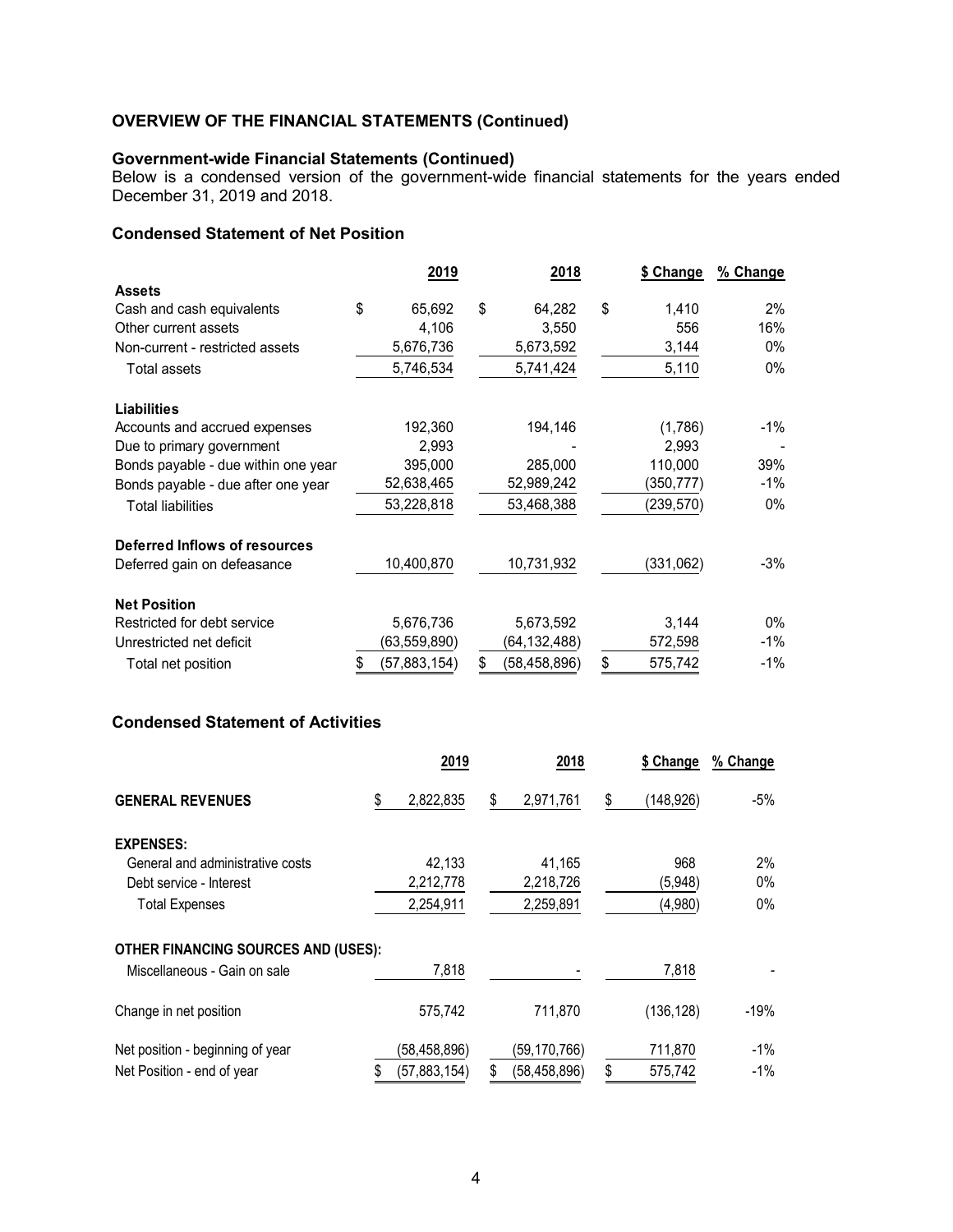## OVERVIEW OF THE FINANCIAL STATEMENTS (Continued)

### Government-wide Financial Statements (Continued)

Below is a condensed version of the government-wide financial statements for the years ended December 31, 2019 and 2018.

### Condensed Statement of Net Position

| | 2019 | 2018 | $ Change | % Change |
|---|---|---|---|---|
| **Assets** | | | | |
| Cash and cash equivalents | $ 65,692 | $ 64,282 | $ 1,410 | 2% |
| Other current assets | 4,106 | 3,550 | 556 | 16% |
| Non-current - restricted assets | 5,676,736 | 5,673,592 | 3,144 | 0% |
| Total assets | 5,746,534 | 5,741,424 | 5,110 | 0% |
| **Liabilities** | | | | |
| Accounts and accrued expenses | 192,360 | 194,146 | (1,786) | -1% |
| Due to primary government | 2,993 | - | 2,993 | - |
| Bonds payable - due within one year | 395,000 | 285,000 | 110,000 | 39% |
| Bonds payable - due after one year | 52,638,465 | 52,989,242 | (350,777) | -1% |
| Total liabilities | 53,228,818 | 53,468,388 | (239,570) | 0% |
| **Deferred Inflows of resources** | | | | |
| Deferred gain on defeasance | 10,400,870 | 10,731,932 | (331,062) | -3% |
| **Net Position** | | | | |
| Restricted for debt service | 5,676,736 | 5,673,592 | 3,144 | 0% |
| Unrestricted net deficit | (63,559,890) | (64,132,488) | 572,598 | -1% |
| Total net position | $ (57,883,154) | $ (58,458,896) | $ 575,742 | -1% |

### Condensed Statement of Activities

| | 2019 | 2018 | $ Change | % Change |
|---|---|---|---|---|
| **GENERAL REVENUES** | $ 2,822,835 | $ 2,971,761 | $ (148,926) | -5% |
| **EXPENSES:** | | | | |
| General and administrative costs | 42,133 | 41,165 | 968 | 2% |
| Debt service - Interest | 2,212,778 | 2,218,726 | (5,948) | 0% |
| Total Expenses | 2,254,911 | 2,259,891 | (4,980) | 0% |
| **OTHER FINANCING SOURCES (USES):** | | | | |
| Miscellaneous - Gain on sale | 7,818 | - | 7,818 | - |
| Change in net position | 575,742 | 711,870 | (136,128) | -19% |
| Net position - beginning of year | (58,458,896) | (59,170,766) | 711,870 | -1% |
| Net Position - end of year | $ (57,883,154) | $ (58,458,896) | $ 575,742 | -1% |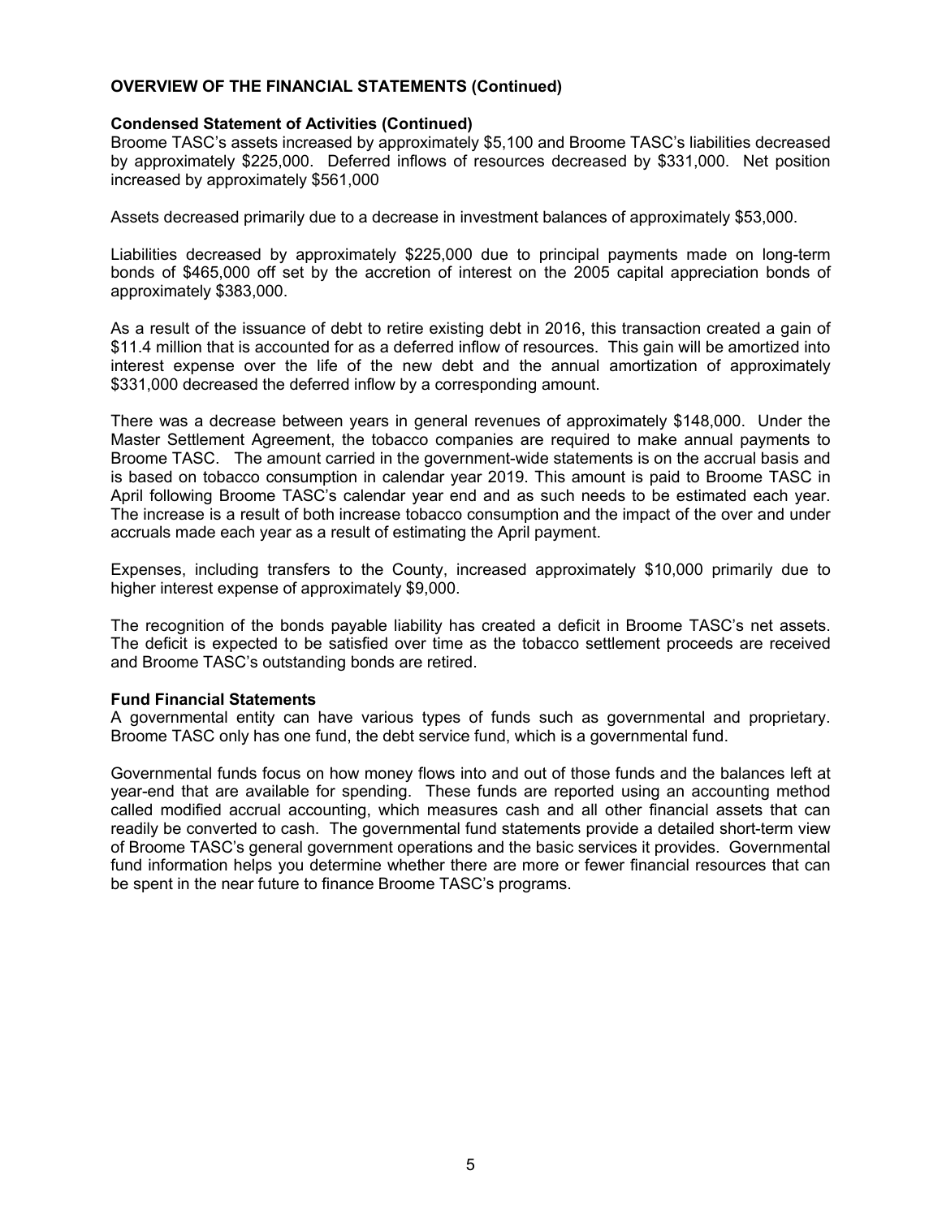## OVERVIEW OF THE FINANCIAL STATEMENTS (Continued)

### Condensed Statement of Activities (Continued)

Broome TASC's assets increased by approximately $5,100 and Broome TASC's liabilities decreased by approximately $225,000. Deferred inflows of resources decreased by $331,000. Net position increased by approximately $561,000

Assets decreased primarily due to a decrease in investment balances of approximately $53,000.

Liabilities decreased by approximately $225,000 due to principal payments made on long-term bonds of $465,000 off set by the accretion of interest on the 2005 capital appreciation bonds of approximately $383,000.

As a result of the issuance of debt to retire existing debt in 2016, this transaction created a gain of $11.4 million that is accounted for as a deferred inflow of resources. This gain will be amortized into interest expense over the life of the new debt and the annual amortization of approximately $331,000 decreased the deferred inflow by a corresponding amount.

There was a decrease between years in general revenues of approximately $148,000. Under the Master Settlement Agreement, the tobacco companies are required to make annual payments to Broome TASC. The amount carried in the government-wide statements is on the accrual basis and is based on tobacco consumption in calendar year 2019. This amount is paid to Broome TASC in April following Broome TASC's calendar year end and as such needs to be estimated each year. The increase is a result of both increase tobacco consumption and the impact of the over and under accruals made each year as a result of estimating the April payment.

Expenses, including transfers to the County, increased approximately $10,000 primarily due to higher interest expense of approximately $9,000.

The recognition of the bonds payable liability has created a deficit in Broome TASC's net assets. The deficit is expected to be satisfied over time as the tobacco settlement proceeds are received and Broome TASC's outstanding bonds are retired.

### Fund Financial Statements

A governmental entity can have various types of funds such as governmental and proprietary. Broome TASC only has one fund, the debt service fund, which is a governmental fund.

Governmental funds focus on how money flows into and out of those funds and the balances left at year-end that are available for spending. These funds are reported using an accounting method called modified accrual accounting, which measures cash and all other financial assets that can readily be converted to cash. The governmental fund statements provide a detailed short-term view of Broome TASC's general government operations and the basic services it provides. Governmental fund information helps you determine whether there are more or fewer financial resources that can be spent in the near future to finance Broome TASC's programs.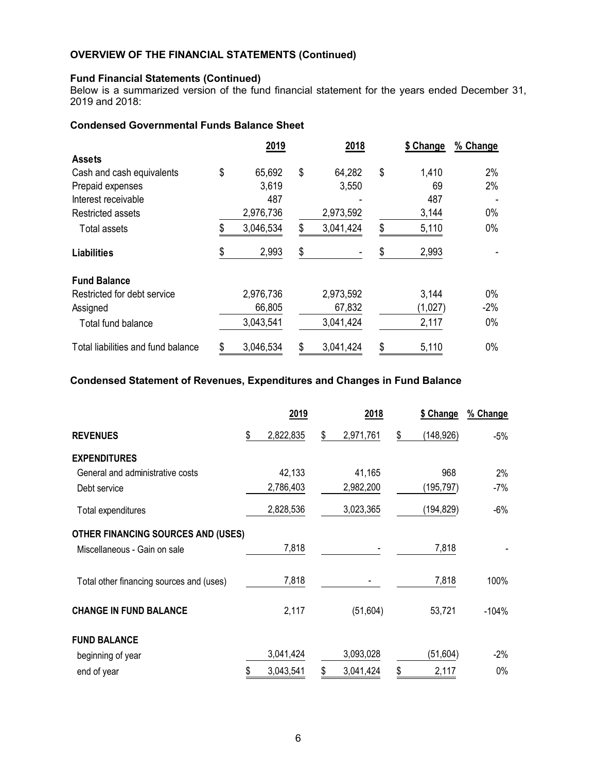## OVERVIEW OF THE FINANCIAL STATEMENTS (Continued)

### Fund Financial Statements (Continued)

Below is a summarized version of the fund financial statement for the years ended December 31, 2019 and 2018:

### Condensed Governmental Funds Balance Sheet

| | 2019 | 2018 | $ Change | % Change |
|---|---|---|---|---|
| **Assets** | | | | |
| Cash and cash equivalents | $ 65,692 | $ 64,282 | $ 1,410 | 2% |
| Prepaid expenses | 3,619 | 3,550 | 69 | 2% |
| Interest receivable | 487 | - | 487 | - |
| Restricted assets | 2,976,736 | 2,973,592 | 3,144 | 0% |
| Total assets | $ 3,046,534 | $ 3,041,424 | $ 5,110 | 0% |
| **Liabilities** | $ 2,993 | $ - | $ 2,993 | - |
| **Fund Balance** | | | | |
| Restricted for debt service | 2,976,736 | 2,973,592 | 3,144 | 0% |
| Assigned | 66,805 | 67,832 | (1,027) | -2% |
| Total fund balance | 3,043,541 | 3,041,424 | 2,117 | 0% |
| Total liabilities and fund balance | $ 3,046,534 | $ 3,041,424 | $ 5,110 | 0% |

### Condensed Statement of Revenues, Expenditures and Changes in Fund Balance

| | 2019 | 2018 | $ Change | % Change |
|---|---|---|---|---|
| **REVENUES** | $ 2,822,835 | $ 2,971,761 | $ (148,926) | -5% |
| **EXPENDITURES** | | | | |
| General and administrative costs | 42,133 | 41,165 | 968 | 2% |
| Debt service | 2,786,403 | 2,982,200 | (195,797) | -7% |
| Total expenditures | 2,828,536 | 3,023,365 | (194,829) | -6% |
| **OTHER FINANCING SOURCES AND (USES)** | | | | |
| Miscellaneous - Gain on sale | 7,818 | - | 7,818 | - |
| Total other financing sources and (uses) | 7,818 | - | 7,818 | 100% |
| **CHANGE IN FUND BALANCE** | 2,117 | (51,604) | 53,721 | -104% |
| **FUND BALANCE** | | | | |
| beginning of year | 3,041,424 | 3,093,028 | (51,604) | -2% |
| end of year | $ 3,043,541 | $ 3,041,424 | $ 2,117 | 0% |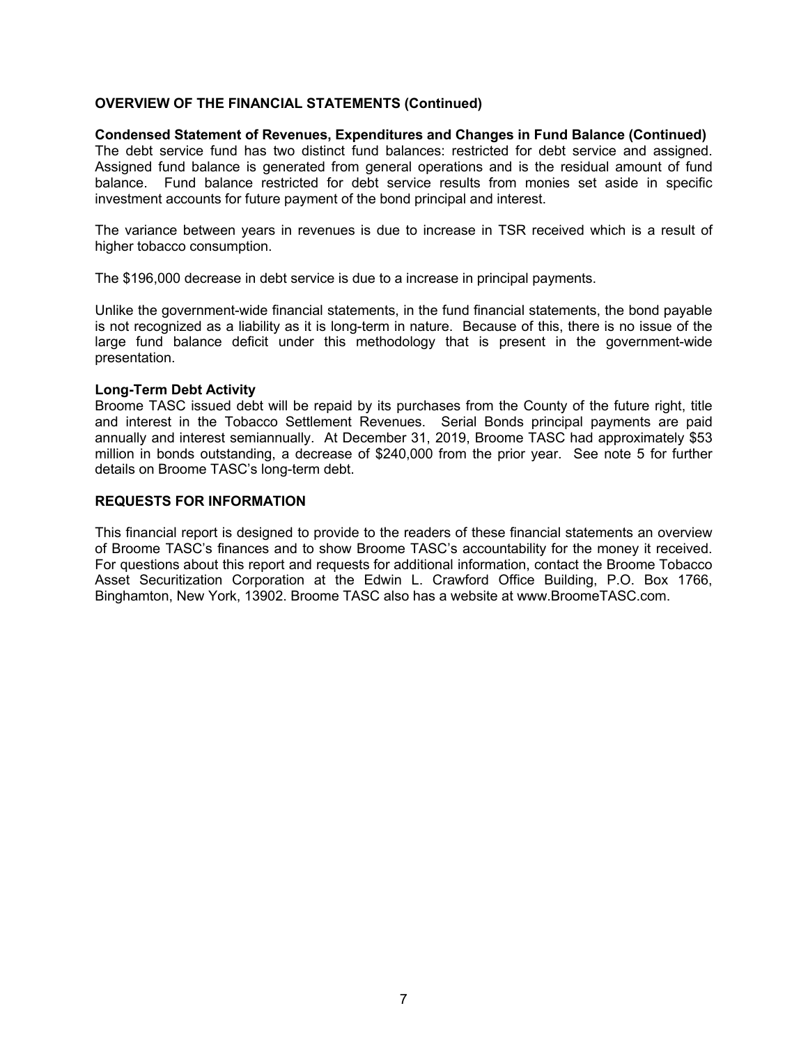### OVERVIEW OF THE FINANCIAL STATEMENTS (Continued)

**Condensed Statement of Revenues, Expenditures and Changes in Fund Balance (Continued)**

The debt service fund has two distinct fund balances: restricted for debt service and assigned. Assigned fund balance is generated from general operations and is the residual amount of fund balance. Fund balance restricted for debt service results from monies set aside in specific investment accounts for future payment of the bond principal and interest.

The variance between years in revenues is due to increase in TSR received which is a result of higher tobacco consumption.

The $196,000 decrease in debt service is due to a increase in principal payments.

Unlike the government-wide financial statements, in the fund financial statements, the bond payable is not recognized as a liability as it is long-term in nature. Because of this, there is no issue of the large fund balance deficit under this methodology that is present in the government-wide presentation.

**Long-Term Debt Activity**

Broome TASC issued debt will be repaid by its purchases from the County of the future right, title and interest in the Tobacco Settlement Revenues. Serial Bonds principal payments are paid annually and interest semiannually. At December 31, 2019, Broome TASC had approximately $53 million in bonds outstanding, a decrease of $240,000 from the prior year. See note 5 for further details on Broome TASC's long-term debt.

### REQUESTS FOR INFORMATION

This financial report is designed to provide to the readers of these financial statements an overview of Broome TASC's finances and to show Broome TASC's accountability for the money it received. For questions about this report and requests for additional information, contact the Broome Tobacco Asset Securitization Corporation at the Edwin L. Crawford Office Building, P.O. Box 1766, Binghamton, New York, 13902. Broome TASC also has a website at www.BroomeTASC.com.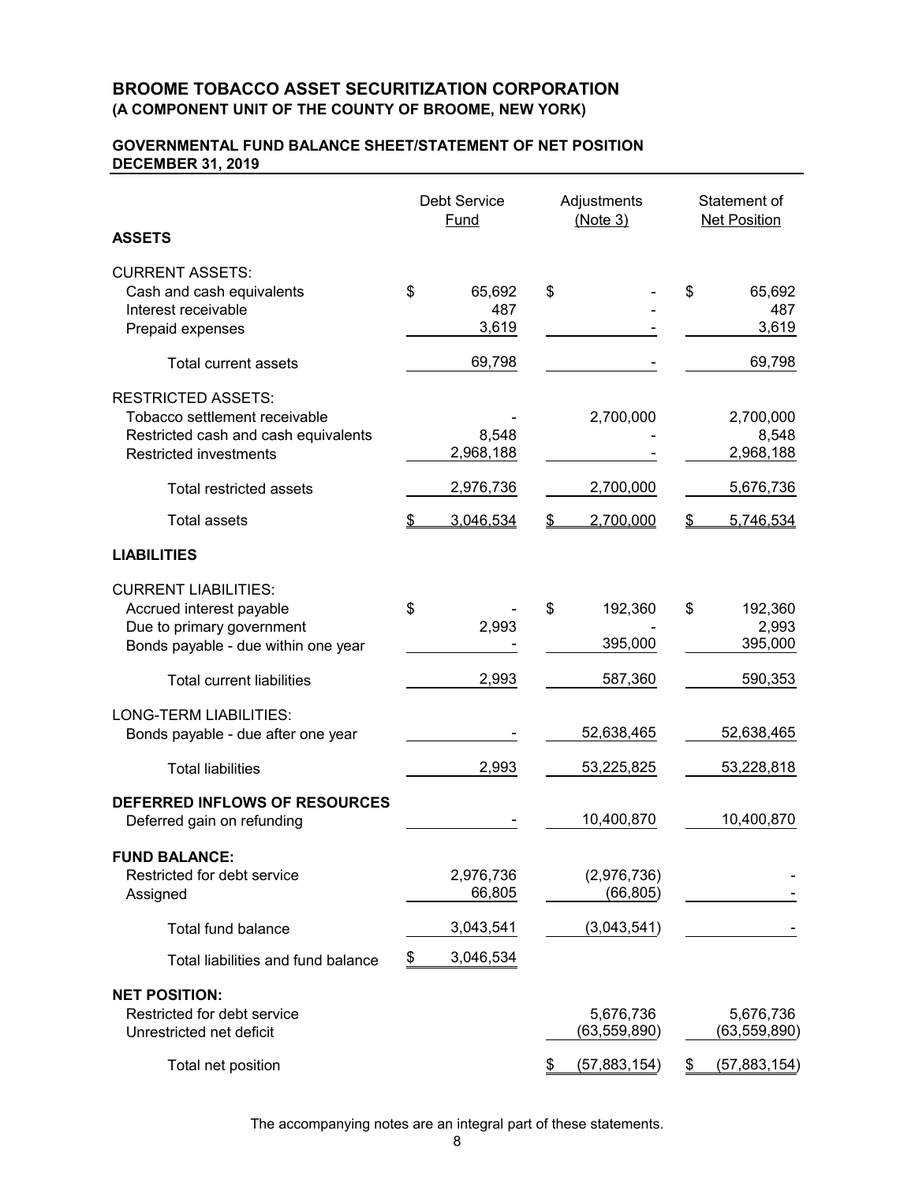# BROOME TOBACCO ASSET SECURITIZATION CORPORATION

**(A COMPONENT UNIT OF THE COUNTY OF BROOME, NEW YORK)**

## GOVERNMENTAL FUND BALANCE SHEET/STATEMENT OF NET POSITION
## DECEMBER 31, 2019

| | Debt Service Fund | Adjustments (Note 3) | Statement of Net Position |
|---|---|---|---|
| **ASSETS** | | | |
| CURRENT ASSETS: | | | |
| Cash and cash equivalents | $ 65,692 | $ - | $ 65,692 |
| Interest receivable | 487 | - | 487 |
| Prepaid expenses | 3,619 | - | 3,619 |
| Total current assets | 69,798 | - | 69,798 |
| RESTRICTED ASSETS: | | | |
| Tobacco settlement receivable | - | 2,700,000 | 2,700,000 |
| Restricted cash and cash equivalents | 8,548 | - | 8,548 |
| Restricted investments | 2,968,188 | - | 2,968,188 |
| Total restricted assets | 2,976,736 | 2,700,000 | 5,676,736 |
| Total assets | $ 3,046,534 | $ 2,700,000 | $ 5,746,534 |
| **LIABILITIES** | | | |
| CURRENT LIABILITIES: | | | |
| Accrued interest payable | $ - | $ 192,360 | $ 192,360 |
| Due to primary government | 2,993 | - | 2,993 |
| Bonds payable - due within one year | - | 395,000 | 395,000 |
| Total current liabilities | 2,993 | 587,360 | 590,353 |
| LONG-TERM LIABILITIES: | | | |
| Bonds payable - due after one year | - | 52,638,465 | 52,638,465 |
| Total liabilities | 2,993 | 53,225,825 | 53,228,818 |
| **DEFERRED INFLOWS OF RESOURCES** | | | |
| Deferred gain on refunding | - | 10,400,870 | 10,400,870 |
| **FUND BALANCE:** | | | |
| Restricted for debt service | 2,976,736 | (2,976,736) | - |
| Assigned | 66,805 | (66,805) | - |
| Total fund balance | 3,043,541 | (3,043,541) | - |
| Total liabilities and fund balance | $ 3,046,534 | | |
| **NET POSITION:** | | | |
| Restricted for debt service | | 5,676,736 | 5,676,736 |
| Unrestricted net deficit | | (63,559,890) | (63,559,890) |
| Total net position | | $ (57,883,154) | $ (57,883,154) |

The accompanying notes are an integral part of these statements.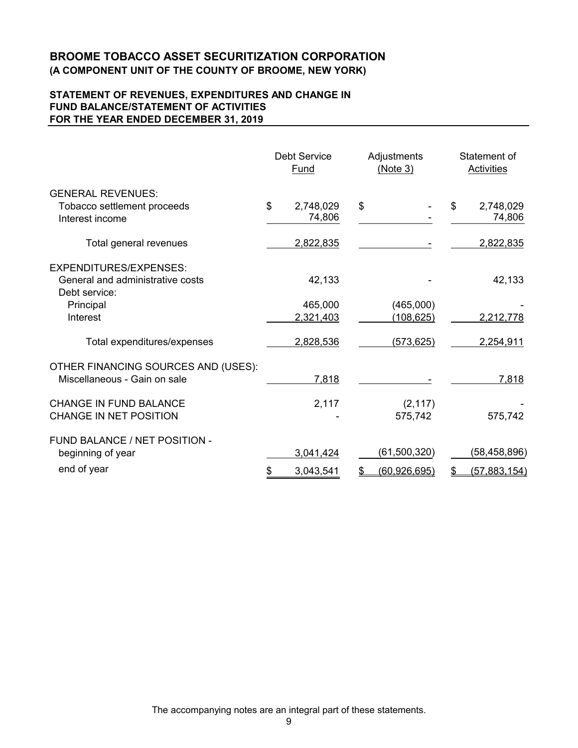# BROOME TOBACCO ASSET SECURITIZATION CORPORATION

**(A COMPONENT UNIT OF THE COUNTY OF BROOME, NEW YORK)**

**STATEMENT OF REVENUES, EXPENDITURES AND CHANGE IN FUND BALANCE/STATEMENT OF ACTIVITIES FOR THE YEAR ENDED DECEMBER 31, 2019**

| | Debt Service Fund | Adjustments (Note 3) | Statement of Activities |
|---|---|---|---|
| GENERAL REVENUES: | | | |
| Tobacco settlement proceeds | $ 2,748,029 | $ - | $ 2,748,029 |
| Interest income | 74,806 | - | 74,806 |
| Total general revenues | 2,822,835 | - | 2,822,835 |
| EXPENDITURES/EXPENSES: | | | |
| General and administrative costs | 42,133 | - | 42,133 |
| Debt service: | | | |
| Principal | 465,000 | (465,000) | - |
| Interest | 2,321,403 | (108,625) | 2,212,778 |
| Total expenditures/expenses | 2,828,536 | (573,625) | 2,254,911 |
| OTHER FINANCING SOURCES AND (USES): | | | |
| Miscellaneous - Gain on sale | 7,818 | - | 7,818 |
| CHANGE IN FUND BALANCE | 2,117 | (2,117) | - |
| CHANGE IN NET POSITION | - | 575,742 | 575,742 |
| FUND BALANCE / NET POSITION - beginning of year | 3,041,424 | (61,500,320) | (58,458,896) |
| end of year | $ 3,043,541 | $ (60,926,695) | $ (57,883,154) |

The accompanying notes are an integral part of these statements.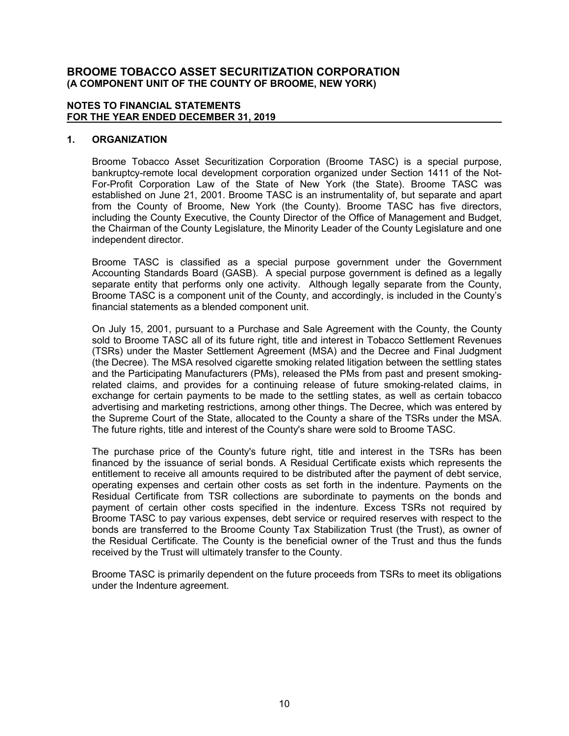# BROOME TOBACCO ASSET SECURITIZATION CORPORATION
**(A COMPONENT UNIT OF THE COUNTY OF BROOME, NEW YORK)**

**NOTES TO FINANCIAL STATEMENTS**
**FOR THE YEAR ENDED DECEMBER 31, 2019**

## 1. ORGANIZATION

Broome Tobacco Asset Securitization Corporation (Broome TASC) is a special purpose, bankruptcy-remote local development corporation organized under Section 1411 of the Not-For-Profit Corporation Law of the State of New York (the State). Broome TASC was established on June 21, 2001. Broome TASC is an instrumentality of, but separate and apart from the County of Broome, New York (the County). Broome TASC has five directors, including the County Executive, the County Director of the Office of Management and Budget, the Chairman of the County Legislature, the Minority Leader of the County Legislature and one independent director.

Broome TASC is classified as a special purpose government under the Government Accounting Standards Board (GASB). A special purpose government is defined as a legally separate entity that performs only one activity. Although legally separate from the County, Broome TASC is a component unit of the County, and accordingly, is included in the County's financial statements as a blended component unit.

On July 15, 2001, pursuant to a Purchase and Sale Agreement with the County, the County sold to Broome TASC all of its future right, title and interest in Tobacco Settlement Revenues (TSRs) under the Master Settlement Agreement (MSA) and the Decree and Final Judgment (the Decree). The MSA resolved cigarette smoking related litigation between the settling states and the Participating Manufacturers (PMs), released the PMs from past and present smoking-related claims, and provides for a continuing release of future smoking-related claims, in exchange for certain payments to be made to the settling states, as well as certain tobacco advertising and marketing restrictions, among other things. The Decree, which was entered by the Supreme Court of the State, allocated to the County a share of the TSRs under the MSA. The future rights, title and interest of the County's share were sold to Broome TASC.

The purchase price of the County's future right, title and interest in the TSRs has been financed by the issuance of serial bonds. A Residual Certificate exists which represents the entitlement to receive all amounts required to be distributed after the payment of debt service, operating expenses and certain other costs as set forth in the indenture. Payments on the Residual Certificate from TSR collections are subordinate to payments on the bonds and payment of certain other costs specified in the indenture. Excess TSRs not required by Broome TASC to pay various expenses, debt service or required reserves with respect to the bonds are transferred to the Broome County Tax Stabilization Trust (the Trust), as owner of the Residual Certificate. The County is the beneficial owner of the Trust and thus the funds received by the Trust will ultimately transfer to the County.

Broome TASC is primarily dependent on the future proceeds from TSRs to meet its obligations under the Indenture agreement.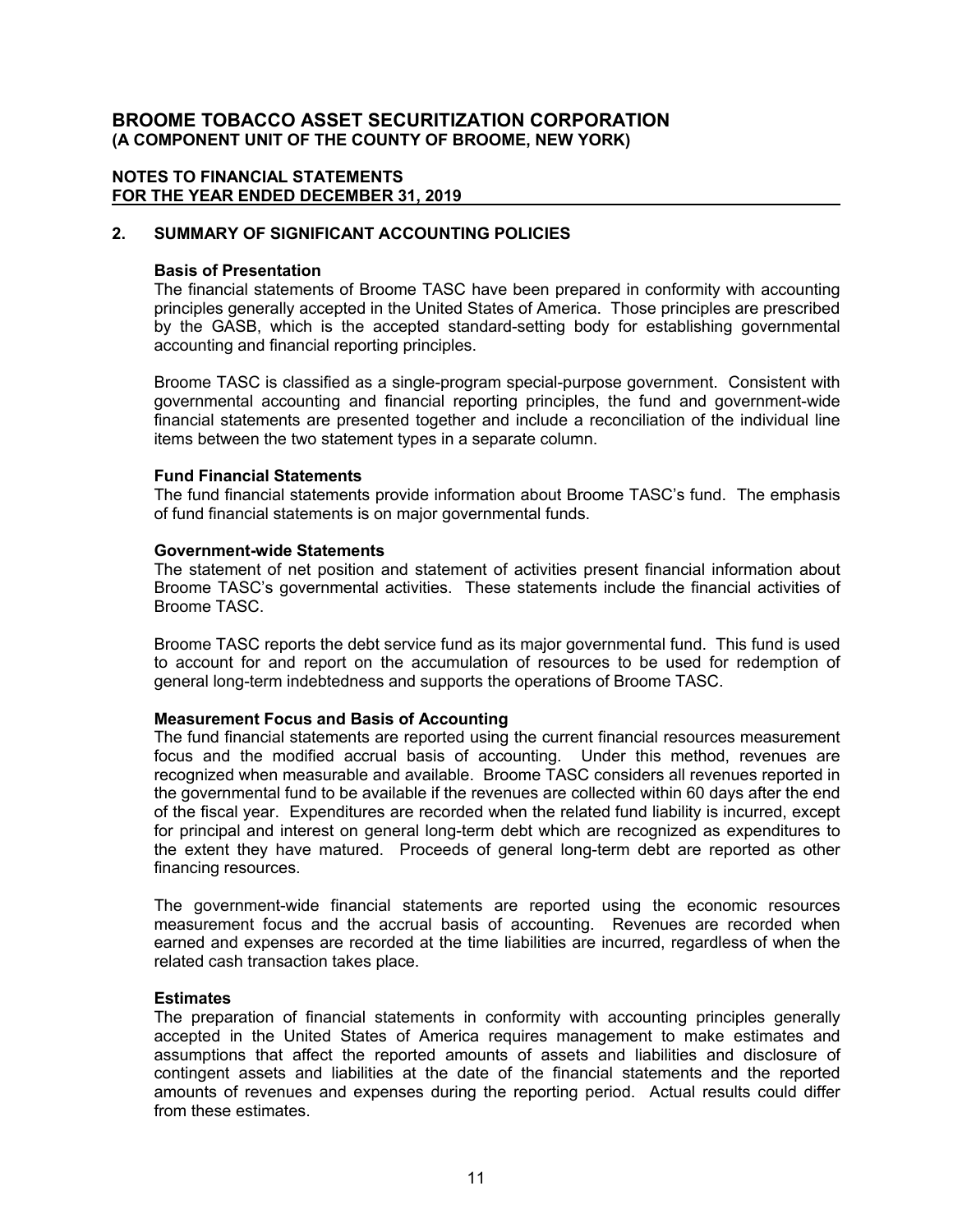# BROOME TOBACCO ASSET SECURITIZATION CORPORATION
**(A COMPONENT UNIT OF THE COUNTY OF BROOME, NEW YORK)**

**NOTES TO FINANCIAL STATEMENTS**
**FOR THE YEAR ENDED DECEMBER 31, 2019**

## 2. SUMMARY OF SIGNIFICANT ACCOUNTING POLICIES

**Basis of Presentation**

The financial statements of Broome TASC have been prepared in conformity with accounting principles generally accepted in the United States of America. Those principles are prescribed by the GASB, which is the accepted standard-setting body for establishing governmental accounting and financial reporting principles.

Broome TASC is classified as a single-program special-purpose government. Consistent with governmental accounting and financial reporting principles, the fund and government-wide financial statements are presented together and include a reconciliation of the individual line items between the two statement types in a separate column.

**Fund Financial Statements**

The fund financial statements provide information about Broome TASC's fund. The emphasis of fund financial statements is on major governmental funds.

**Government-wide Statements**

The statement of net position and statement of activities present financial information about Broome TASC's governmental activities. These statements include the financial activities of Broome TASC.

Broome TASC reports the debt service fund as its major governmental fund. This fund is used to account for and report on the accumulation of resources to be used for redemption of general long-term indebtedness and supports the operations of Broome TASC.

**Measurement Focus and Basis of Accounting**

The fund financial statements are reported using the current financial resources measurement focus and the modified accrual basis of accounting. Under this method, revenues are recognized when measurable and available. Broome TASC considers all revenues reported in the governmental fund to be available if the revenues are collected within 60 days after the end of the fiscal year. Expenditures are recorded when the related fund liability is incurred, except for principal and interest on general long-term debt which are recognized as expenditures to the extent they have matured. Proceeds of general long-term debt are reported as other financing resources.

The government-wide financial statements are reported using the economic resources measurement focus and the accrual basis of accounting. Revenues are recorded when earned and expenses are recorded at the time liabilities are incurred, regardless of when the related cash transaction takes place.

**Estimates**

The preparation of financial statements in conformity with accounting principles generally accepted in the United States of America requires management to make estimates and assumptions that affect the reported amounts of assets and liabilities and disclosure of contingent assets and liabilities at the date of the financial statements and the reported amounts of revenues and expenses during the reporting period. Actual results could differ from these estimates.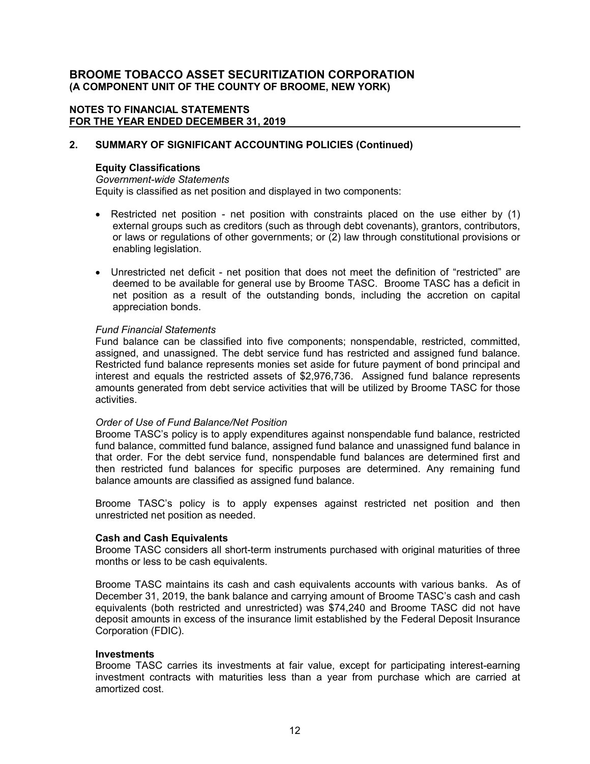## 2. SUMMARY OF SIGNIFICANT ACCOUNTING POLICIES (Continued)

### Equity Classifications

*Government-wide Statements*

Equity is classified as net position and displayed in two components:

- Restricted net position - net position with constraints placed on the use either by (1) external groups such as creditors (such as through debt covenants), grantors, contributors, or laws or regulations of other governments; or (2) law through constitutional provisions or enabling legislation.
- Unrestricted net deficit - net position that does not meet the definition of "restricted" are deemed to be available for general use by Broome TASC. Broome TASC has a deficit in net position as a result of the outstanding bonds, including the accretion on capital appreciation bonds.

*Fund Financial Statements*

Fund balance can be classified into five components; nonspendable, restricted, committed, assigned, and unassigned. The debt service fund has restricted and assigned fund balance. Restricted fund balance represents monies set aside for future payment of bond principal and interest and equals the restricted assets of $2,976,736. Assigned fund balance represents amounts generated from debt service activities that will be utilized by Broome TASC for those activities.

*Order of Use of Fund Balance/Net Position*

Broome TASC's policy is to apply expenditures against nonspendable fund balance, restricted fund balance, committed fund balance, assigned fund balance and unassigned fund balance in that order. For the debt service fund, nonspendable fund balances are determined first and then restricted fund balances for specific purposes are determined. Any remaining fund balance amounts are classified as assigned fund balance.

Broome TASC's policy is to apply expenses against restricted net position and then unrestricted net position as needed.

### Cash and Cash Equivalents

Broome TASC considers all short-term instruments purchased with original maturities of three months or less to be cash equivalents.

Broome TASC maintains its cash and cash equivalents accounts with various banks. As of December 31, 2019, the bank balance and carrying amount of Broome TASC's cash and cash equivalents (both restricted and unrestricted) was $74,240 and Broome TASC did not have deposit amounts in excess of the insurance limit established by the Federal Deposit Insurance Corporation (FDIC).

### Investments

Broome TASC carries its investments at fair value, except for participating interest-earning investment contracts with maturities less than a year from purchase which are carried at amortized cost.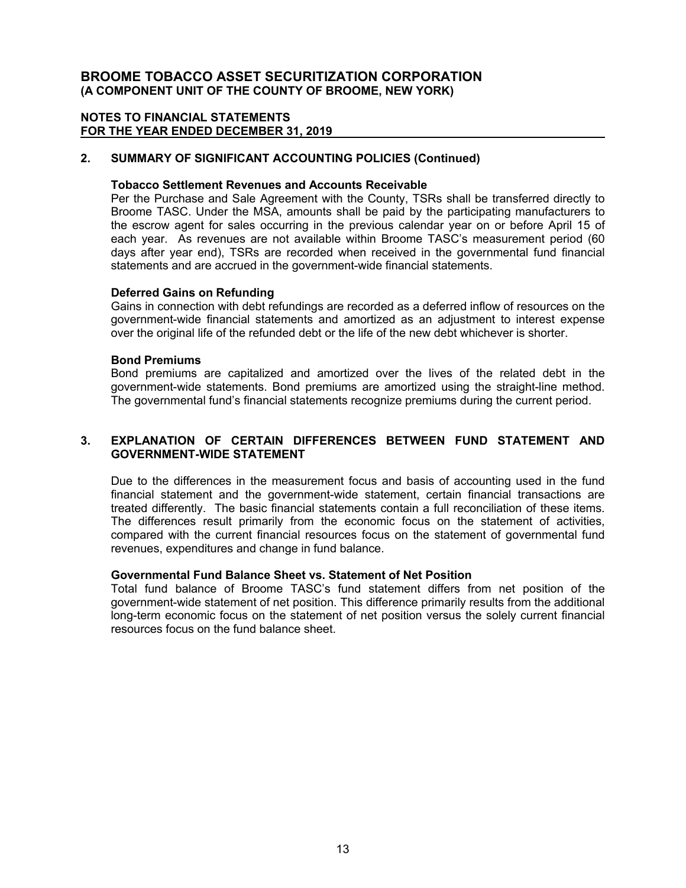# BROOME TOBACCO ASSET SECURITIZATION CORPORATION
**(A COMPONENT UNIT OF THE COUNTY OF BROOME, NEW YORK)**

**NOTES TO FINANCIAL STATEMENTS**
**FOR THE YEAR ENDED DECEMBER 31, 2019**

## 2. SUMMARY OF SIGNIFICANT ACCOUNTING POLICIES (Continued)

**Tobacco Settlement Revenues and Accounts Receivable**

Per the Purchase and Sale Agreement with the County, TSRs shall be transferred directly to Broome TASC. Under the MSA, amounts shall be paid by the participating manufacturers to the escrow agent for sales occurring in the previous calendar year on or before April 15 of each year. As revenues are not available within Broome TASC's measurement period (60 days after year end), TSRs are recorded when received in the governmental fund financial statements and are accrued in the government-wide financial statements.

**Deferred Gains on Refunding**

Gains in connection with debt refundings are recorded as a deferred inflow of resources on the government-wide financial statements and amortized as an adjustment to interest expense over the original life of the refunded debt or the life of the new debt whichever is shorter.

**Bond Premiums**

Bond premiums are capitalized and amortized over the lives of the related debt in the government-wide statements. Bond premiums are amortized using the straight-line method. The governmental fund's financial statements recognize premiums during the current period.

## 3. EXPLANATION OF CERTAIN DIFFERENCES BETWEEN FUND STATEMENT AND GOVERNMENT-WIDE STATEMENT

Due to the differences in the measurement focus and basis of accounting used in the fund financial statement and the government-wide statement, certain financial transactions are treated differently. The basic financial statements contain a full reconciliation of these items. The differences result primarily from the economic focus on the statement of activities, compared with the current financial resources focus on the statement of governmental fund revenues, expenditures and change in fund balance.

**Governmental Fund Balance Sheet vs. Statement of Net Position**

Total fund balance of Broome TASC's fund statement differs from net position of the government-wide statement of net position. This difference primarily results from the additional long-term economic focus on the statement of net position versus the solely current financial resources focus on the fund balance sheet.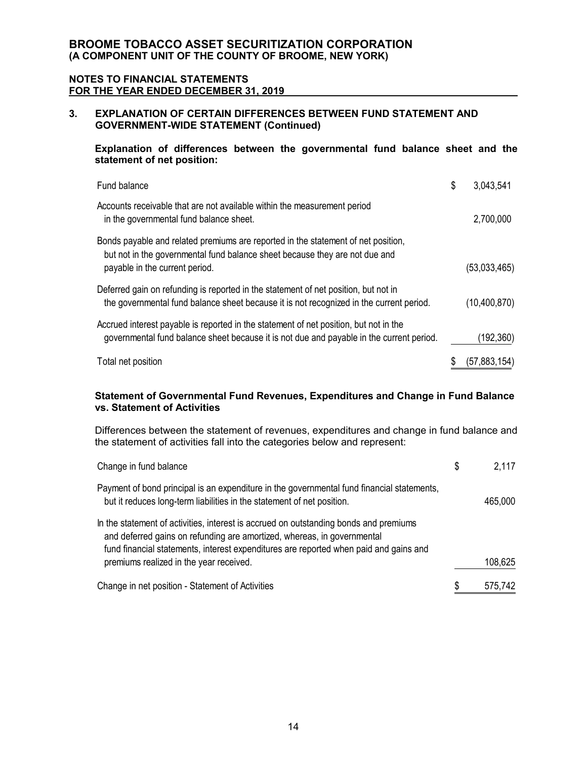# BROOME TOBACCO ASSET SECURITIZATION CORPORATION
## (A COMPONENT UNIT OF THE COUNTY OF BROOME, NEW YORK)

**NOTES TO FINANCIAL STATEMENTS**
**FOR THE YEAR ENDED DECEMBER 31, 2019**

### 3. EXPLANATION OF CERTAIN DIFFERENCES BETWEEN FUND STATEMENT AND GOVERNMENT-WIDE STATEMENT (Continued)

**Explanation of differences between the governmental fund balance sheet and the statement of net position:**

| | |
|---|---|
| Fund balance | $ 3,043,541 |
| Accounts receivable that are not available within the measurement period in the governmental fund balance sheet. | 2,700,000 |
| Bonds payable and related premiums are reported in the statement of net position, but not in the governmental fund balance sheet because they are not due and payable in the current period. | (53,033,465) |
| Deferred gain on refunding is reported in the statement of net position, but not in the governmental fund balance sheet because it is not recognized in the current period. | (10,400,870) |
| Accrued interest payable is reported in the statement of net position, but not in the governmental fund balance sheet because it is not due and payable in the current period. | (192,360) |
| Total net position | $ (57,883,154) |

**Statement of Governmental Fund Revenues, Expenditures and Change in Fund Balance vs. Statement of Activities**

Differences between the statement of revenues, expenditures and change in fund balance and the statement of activities fall into the categories below and represent:

| | |
|---|---|
| Change in fund balance | $ 2,117 |
| Payment of bond principal is an expenditure in the governmental fund financial statements, but it reduces long-term liabilities in the statement of net position. | 465,000 |
| In the statement of activities, interest is accrued on outstanding bonds and premiums and deferred gains on refunding are amortized, whereas, in governmental fund financial statements, interest expenditures are reported when paid and gains and premiums realized in the year received. | 108,625 |
| Change in net position - Statement of Activities | $ 575,742 |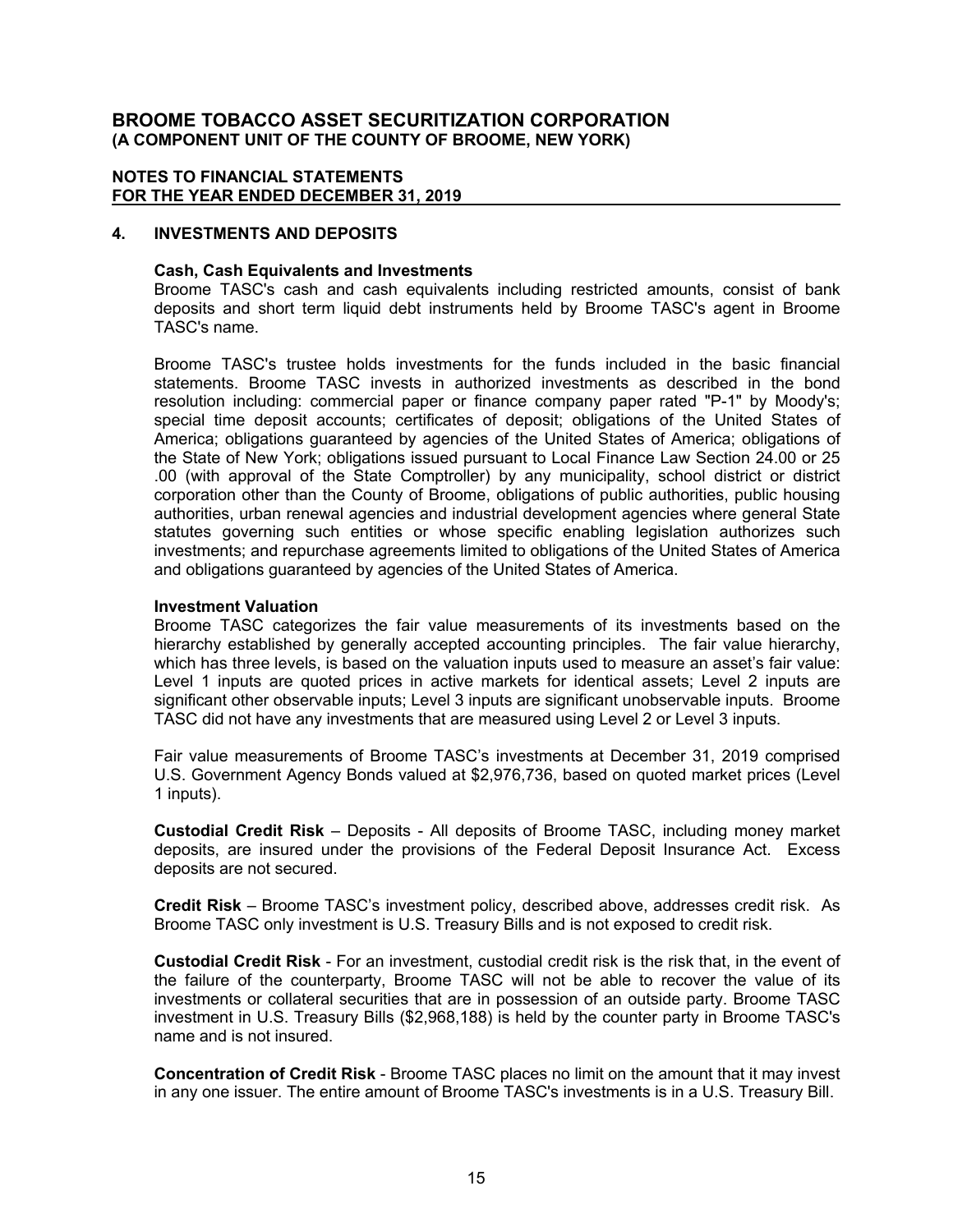# BROOME TOBACCO ASSET SECURITIZATION CORPORATION
**(A COMPONENT UNIT OF THE COUNTY OF BROOME, NEW YORK)**

**NOTES TO FINANCIAL STATEMENTS**
**FOR THE YEAR ENDED DECEMBER 31, 2019**

## 4. INVESTMENTS AND DEPOSITS

**Cash, Cash Equivalents and Investments**
Broome TASC's cash and cash equivalents including restricted amounts, consist of bank deposits and short term liquid debt instruments held by Broome TASC's agent in Broome TASC's name.

Broome TASC's trustee holds investments for the funds included in the basic financial statements. Broome TASC invests in authorized investments as described in the bond resolution including: commercial paper or finance company paper rated "P-1" by Moody's; special time deposit accounts; certificates of deposit; obligations of the United States of America; obligations guaranteed by agencies of the United States of America; obligations of the State of New York; obligations issued pursuant to Local Finance Law Section 24.00 or 25 .00 (with approval of the State Comptroller) by any municipality, school district or district corporation other than the County of Broome, obligations of public authorities, public housing authorities, urban renewal agencies and industrial development agencies where general State statutes governing such entities or whose specific enabling legislation authorizes such investments; and repurchase agreements limited to obligations of the United States of America and obligations guaranteed by agencies of the United States of America.

**Investment Valuation**
Broome TASC categorizes the fair value measurements of its investments based on the hierarchy established by generally accepted accounting principles. The fair value hierarchy, which has three levels, is based on the valuation inputs used to measure an asset's fair value: Level 1 inputs are quoted prices in active markets for identical assets; Level 2 inputs are significant other observable inputs; Level 3 inputs are significant unobservable inputs. Broome TASC did not have any investments that are measured using Level 2 or Level 3 inputs.

Fair value measurements of Broome TASC's investments at December 31, 2019 comprised U.S. Government Agency Bonds valued at $2,976,736, based on quoted market prices (Level 1 inputs).

**Custodial Credit Risk** – Deposits - All deposits of Broome TASC, including money market deposits, are insured under the provisions of the Federal Deposit Insurance Act. Excess deposits are not secured.

**Credit Risk** – Broome TASC's investment policy, described above, addresses credit risk. As Broome TASC only investment is U.S. Treasury Bills and is not exposed to credit risk.

**Custodial Credit Risk** - For an investment, custodial credit risk is the risk that, in the event of the failure of the counterparty, Broome TASC will not be able to recover the value of its investments or collateral securities that are in possession of an outside party. Broome TASC investment in U.S. Treasury Bills ($2,968,188) is held by the counter party in Broome TASC's name and is not insured.

**Concentration of Credit Risk** - Broome TASC places no limit on the amount that it may invest in any one issuer. The entire amount of Broome TASC's investments is in a U.S. Treasury Bill.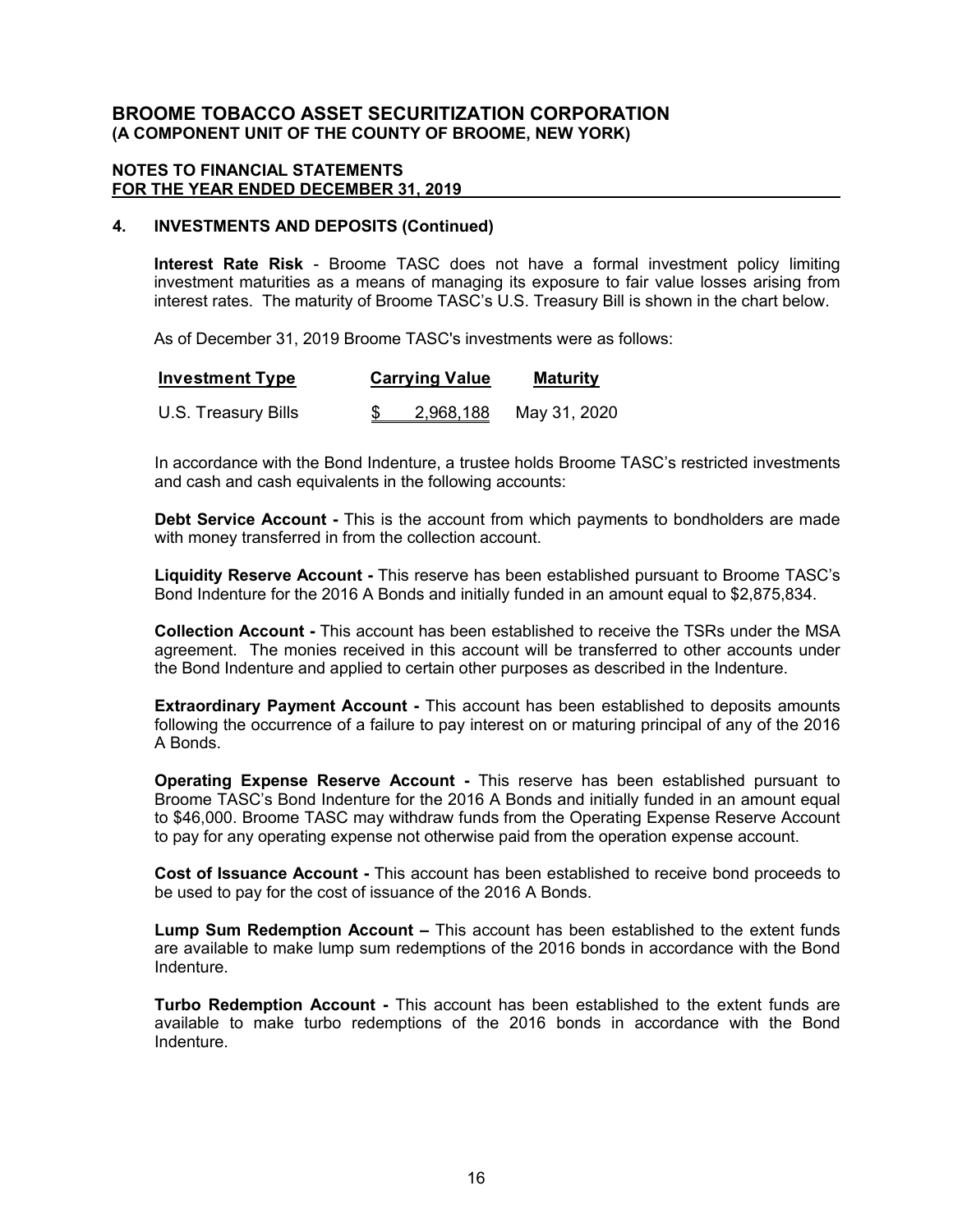# BROOME TOBACCO ASSET SECURITIZATION CORPORATION
## (A COMPONENT UNIT OF THE COUNTY OF BROOME, NEW YORK)

### NOTES TO FINANCIAL STATEMENTS
### FOR THE YEAR ENDED DECEMBER 31, 2019

### 4. INVESTMENTS AND DEPOSITS (Continued)

**Interest Rate Risk** - Broome TASC does not have a formal investment policy limiting investment maturities as a means of managing its exposure to fair value losses arising from interest rates. The maturity of Broome TASC's U.S. Treasury Bill is shown in the chart below.

As of December 31, 2019 Broome TASC's investments were as follows:

| Investment Type | Carrying Value | Maturity |
|---|---|---|
| U.S. Treasury Bills | $ 2,968,188 | May 31, 2020 |

In accordance with the Bond Indenture, a trustee holds Broome TASC's restricted investments and cash and cash equivalents in the following accounts:

**Debt Service Account -** This is the account from which payments to bondholders are made with money transferred in from the collection account.

**Liquidity Reserve Account -** This reserve has been established pursuant to Broome TASC's Bond Indenture for the 2016 A Bonds and initially funded in an amount equal to $2,875,834.

**Collection Account -** This account has been established to receive the TSRs under the MSA agreement. The monies received in this account will be transferred to other accounts under the Bond Indenture and applied to certain other purposes as described in the Indenture.

**Extraordinary Payment Account -** This account has been established to deposits amounts following the occurrence of a failure to pay interest on or maturing principal of any of the 2016 A Bonds.

**Operating Expense Reserve Account -** This reserve has been established pursuant to Broome TASC's Bond Indenture for the 2016 A Bonds and initially funded in an amount equal to $46,000. Broome TASC may withdraw funds from the Operating Expense Reserve Account to pay for any operating expense not otherwise paid from the operation expense account.

**Cost of Issuance Account -** This account has been established to receive bond proceeds to be used to pay for the cost of issuance of the 2016 A Bonds.

**Lump Sum Redemption Account –** This account has been established to the extent funds are available to make lump sum redemptions of the 2016 bonds in accordance with the Bond Indenture.

**Turbo Redemption Account -** This account has been established to the extent funds are available to make turbo redemptions of the 2016 bonds in accordance with the Bond Indenture.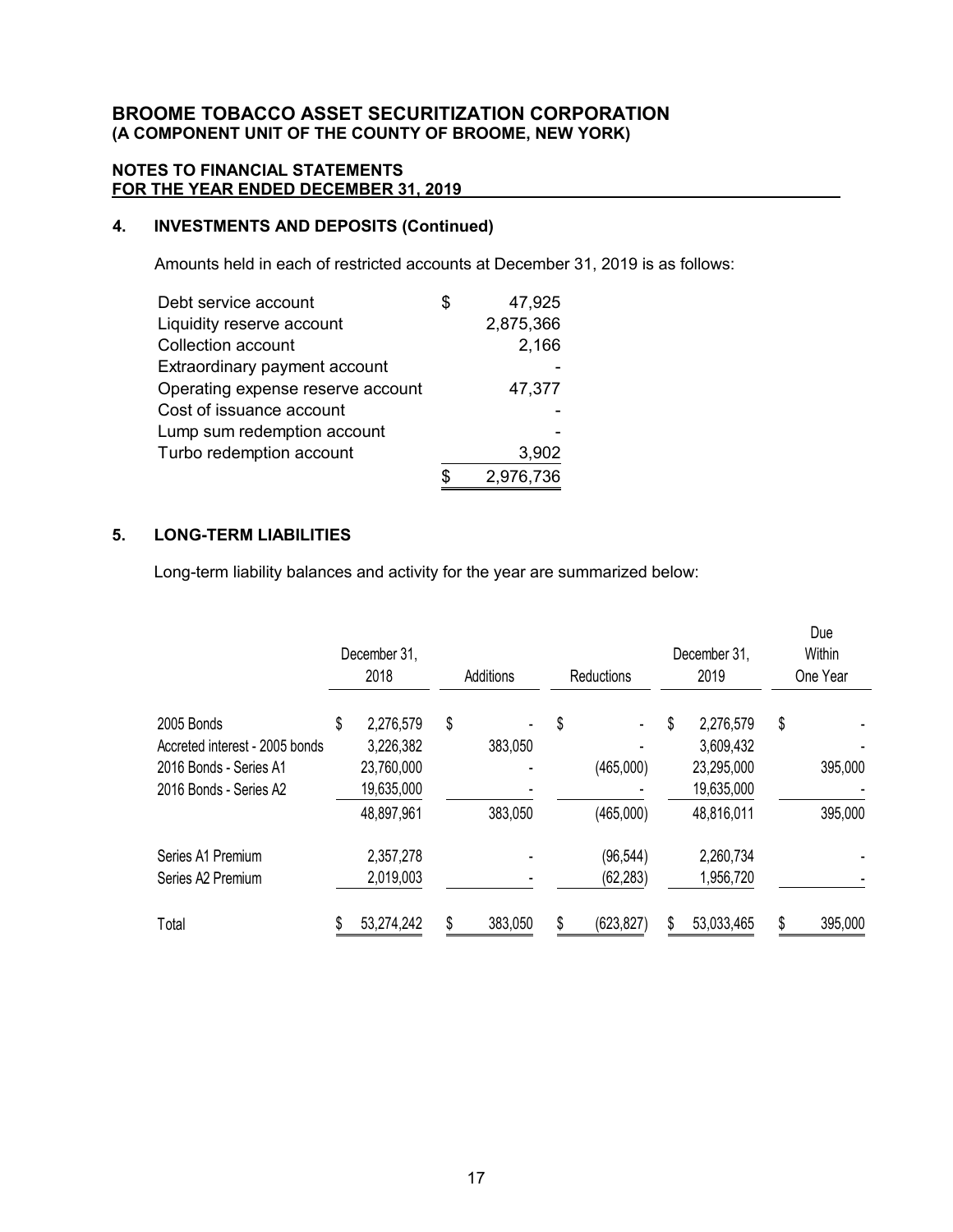**BROOME TOBACCO ASSET SECURITIZATION CORPORATION**
**(A COMPONENT UNIT OF THE COUNTY OF BROOME, NEW YORK)**

**NOTES TO FINANCIAL STATEMENTS**
**FOR THE YEAR ENDED DECEMBER 31, 2019**

## 4. INVESTMENTS AND DEPOSITS (Continued)

Amounts held in each of restricted accounts at December 31, 2019 is as follows:

| | |
|---|---|
| Debt service account | $ 47,925 |
| Liquidity reserve account | 2,875,366 |
| Collection account | 2,166 |
| Extraordinary payment account | - |
| Operating expense reserve account | 47,377 |
| Cost of issuance account | - |
| Lump sum redemption account | - |
| Turbo redemption account | 3,902 |
| | $ 2,976,736 |

## 5. LONG-TERM LIABILITIES

Long-term liability balances and activity for the year are summarized below:

| | December 31, 2018 | Additions | Reductions | December 31, 2019 | Due Within One Year |
|---|---|---|---|---|---|
| 2005 Bonds | $ 2,276,579 | $ - | $ - | $ 2,276,579 | $ - |
| Accreted interest - 2005 bonds | 3,226,382 | 383,050 | - | 3,609,432 | - |
| 2016 Bonds - Series A1 | 23,760,000 | - | (465,000) | 23,295,000 | 395,000 |
| 2016 Bonds - Series A2 | 19,635,000 | - | - | 19,635,000 | - |
| | 48,897,961 | 383,050 | (465,000) | 48,816,011 | 395,000 |
| Series A1 Premium | 2,357,278 | - | (96,544) | 2,260,734 | - |
| Series A2 Premium | 2,019,003 | - | (62,283) | 1,956,720 | - |
| Total | $ 53,274,242 | $ 383,050 | $ (623,827) | $ 53,033,465 | $ 395,000 |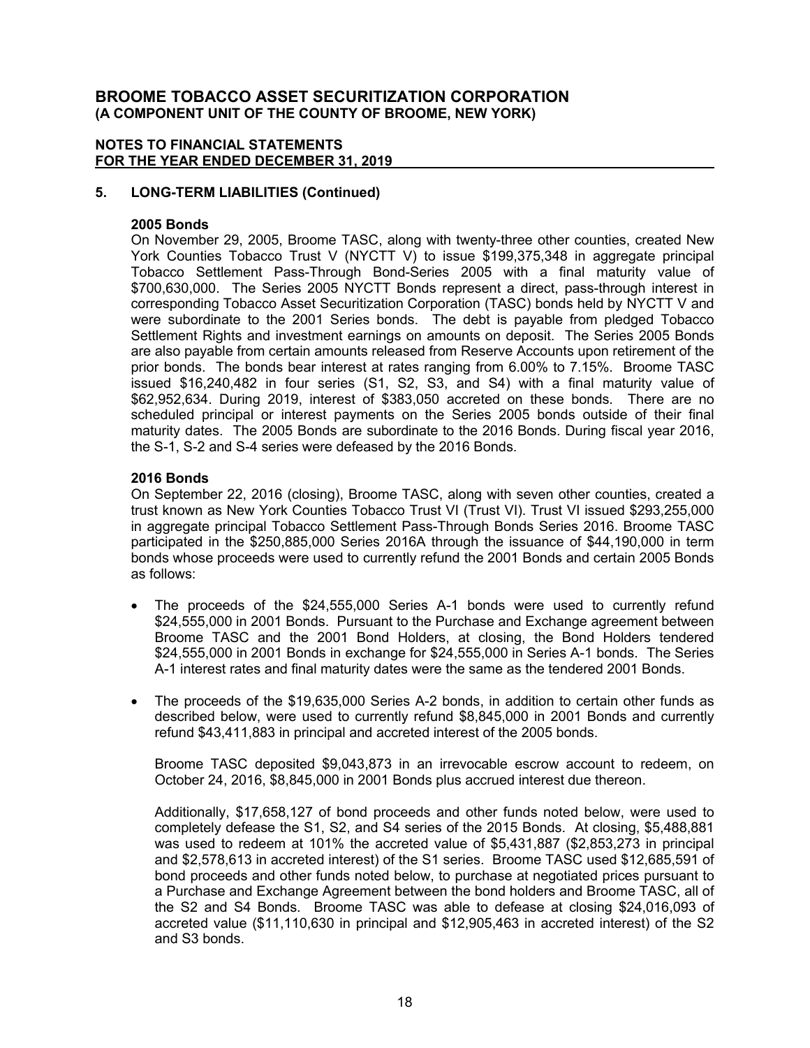# BROOME TOBACCO ASSET SECURITIZATION CORPORATION
**(A COMPONENT UNIT OF THE COUNTY OF BROOME, NEW YORK)**

**NOTES TO FINANCIAL STATEMENTS**
**FOR THE YEAR ENDED DECEMBER 31, 2019**

## 5. LONG-TERM LIABILITIES (Continued)

### 2005 Bonds

On November 29, 2005, Broome TASC, along with twenty-three other counties, created New York Counties Tobacco Trust V (NYCTT V) to issue $199,375,348 in aggregate principal Tobacco Settlement Pass-Through Bond-Series 2005 with a final maturity value of $700,630,000. The Series 2005 NYCTT Bonds represent a direct, pass-through interest in corresponding Tobacco Asset Securitization Corporation (TASC) bonds held by NYCTT V and were subordinate to the 2001 Series bonds. The debt is payable from pledged Tobacco Settlement Rights and investment earnings on amounts on deposit. The Series 2005 Bonds are also payable from certain amounts released from Reserve Accounts upon retirement of the prior bonds. The bonds bear interest at rates ranging from 6.00% to 7.15%. Broome TASC issued $16,240,482 in four series (S1, S2, S3, and S4) with a final maturity value of $62,952,634. During 2019, interest of $383,050 accreted on these bonds. There are no scheduled principal or interest payments on the Series 2005 bonds outside of their final maturity dates. The 2005 Bonds are subordinate to the 2016 Bonds. During fiscal year 2016, the S-1, S-2 and S-4 series were defeased by the 2016 Bonds.

### 2016 Bonds

On September 22, 2016 (closing), Broome TASC, along with seven other counties, created a trust known as New York Counties Tobacco Trust VI (Trust VI). Trust VI issued $293,255,000 in aggregate principal Tobacco Settlement Pass-Through Bonds Series 2016. Broome TASC participated in the $250,885,000 Series 2016A through the issuance of $44,190,000 in term bonds whose proceeds were used to currently refund the 2001 Bonds and certain 2005 Bonds as follows:

- The proceeds of the $24,555,000 Series A-1 bonds were used to currently refund $24,555,000 in 2001 Bonds. Pursuant to the Purchase and Exchange agreement between Broome TASC and the 2001 Bond Holders, at closing, the Bond Holders tendered $24,555,000 in 2001 Bonds in exchange for $24,555,000 in Series A-1 bonds. The Series A-1 interest rates and final maturity dates were the same as the tendered 2001 Bonds.

- The proceeds of the $19,635,000 Series A-2 bonds, in addition to certain other funds as described below, were used to currently refund $8,845,000 in 2001 Bonds and currently refund $43,411,883 in principal and accreted interest of the 2005 bonds.

  Broome TASC deposited $9,043,873 in an irrevocable escrow account to redeem, on October 24, 2016, $8,845,000 in 2001 Bonds plus accrued interest due thereon.

  Additionally, $17,658,127 of bond proceeds and other funds noted below, were used to completely defease the S1, S2, and S4 series of the 2015 Bonds. At closing, $5,488,881 was used to redeem at 101% the accreted value of $5,431,887 ($2,853,273 in principal and $2,578,613 in accreted interest) of the S1 series. Broome TASC used $12,685,591 of bond proceeds and other funds noted below, to purchase at negotiated prices pursuant to a Purchase and Exchange Agreement between the bond holders and Broome TASC, all of the S2 and S4 Bonds. Broome TASC was able to defease at closing $24,016,093 of accreted value ($11,110,630 in principal and $12,905,463 in accreted interest) of the S2 and S3 bonds.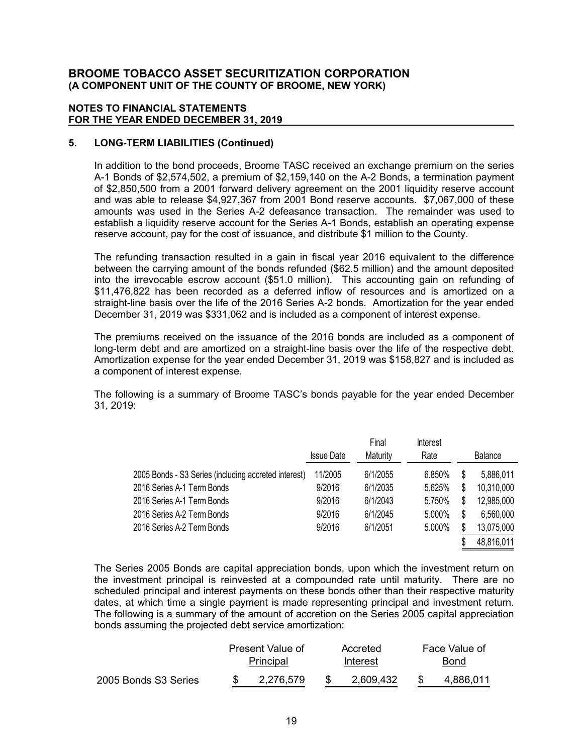# BROOME TOBACCO ASSET SECURITIZATION CORPORATION
**(A COMPONENT UNIT OF THE COUNTY OF BROOME, NEW YORK)**

**NOTES TO FINANCIAL STATEMENTS**
**FOR THE YEAR ENDED DECEMBER 31, 2019**

## 5. LONG-TERM LIABILITIES (Continued)

In addition to the bond proceeds, Broome TASC received an exchange premium on the series A-1 Bonds of $2,574,502, a premium of $2,159,140 on the A-2 Bonds, a termination payment of $2,850,500 from a 2001 forward delivery agreement on the 2001 liquidity reserve account and was able to release $4,927,367 from 2001 Bond reserve accounts. $7,067,000 of these amounts was used in the Series A-2 defeasance transaction. The remainder was used to establish a liquidity reserve account for the Series A-1 Bonds, establish an operating expense reserve account, pay for the cost of issuance, and distribute $1 million to the County.

The refunding transaction resulted in a gain in fiscal year 2016 equivalent to the difference between the carrying amount of the bonds refunded ($62.5 million) and the amount deposited into the irrevocable escrow account ($51.0 million). This accounting gain on refunding of $11,476,822 has been recorded as a deferred inflow of resources and is amortized on a straight-line basis over the life of the 2016 Series A-2 bonds. Amortization for the year ended December 31, 2019 was $331,062 and is included as a component of interest expense.

The premiums received on the issuance of the 2016 bonds are included as a component of long-term debt and are amortized on a straight-line basis over the life of the respective debt. Amortization expense for the year ended December 31, 2019 was $158,827 and is included as a component of interest expense.

The following is a summary of Broome TASC's bonds payable for the year ended December 31, 2019:

| | Issue Date | Final Maturity | Interest Rate | Balance |
|---|---|---|---|---|
| 2005 Bonds - S3 Series (including accreted interest) | 11/2005 | 6/1/2055 | 6.850% | $ 5,886,011 |
| 2016 Series A-1 Term Bonds | 9/2016 | 6/1/2035 | 5.625% | $ 10,310,000 |
| 2016 Series A-1 Term Bonds | 9/2016 | 6/1/2043 | 5.750% | $ 12,985,000 |
| 2016 Series A-2 Term Bonds | 9/2016 | 6/1/2045 | 5.000% | $ 6,560,000 |
| 2016 Series A-2 Term Bonds | 9/2016 | 6/1/2051 | 5.000% | $ 13,075,000 |
| | | | | $ 48,816,011 |

The Series 2005 Bonds are capital appreciation bonds, upon which the investment return on the investment principal is reinvested at a compounded rate until maturity. There are no scheduled principal and interest payments on these bonds other than their respective maturity dates, at which time a single payment is made representing principal and investment return. The following is a summary of the amount of accretion on the Series 2005 capital appreciation bonds assuming the projected debt service amortization:

| | Present Value of Principal | Accreted Interest | Face Value of Bond |
|---|---|---|---|
| 2005 Bonds S3 Series | $ 2,276,579 | $ 2,609,432 | $ 4,886,011 |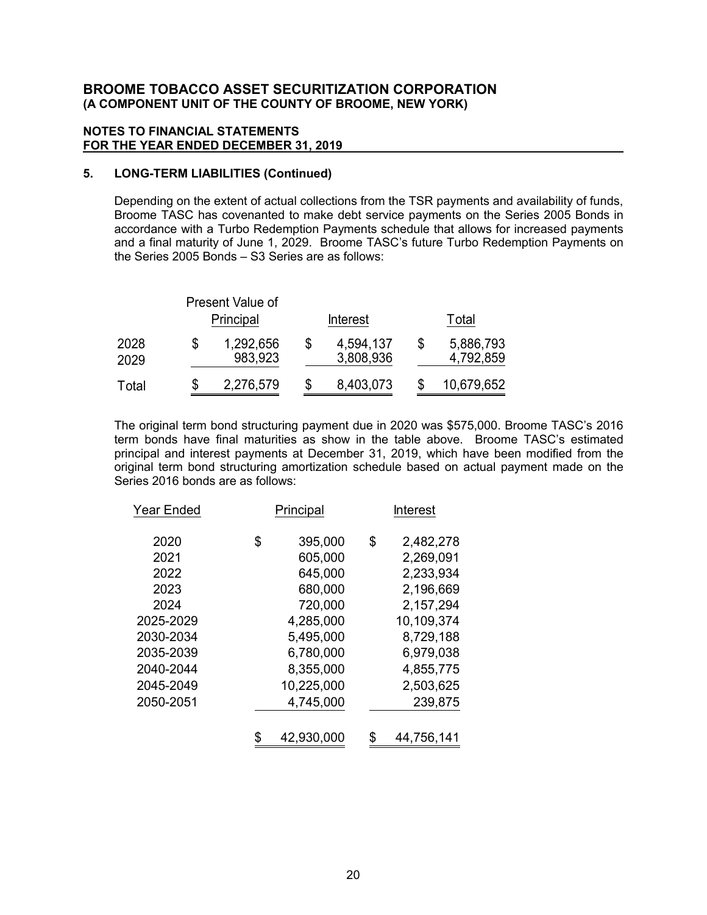# BROOME TOBACCO ASSET SECURITIZATION CORPORATION
## (A COMPONENT UNIT OF THE COUNTY OF BROOME, NEW YORK)

**NOTES TO FINANCIAL STATEMENTS**
**FOR THE YEAR ENDED DECEMBER 31, 2019**

### 5. LONG-TERM LIABILITIES (Continued)

Depending on the extent of actual collections from the TSR payments and availability of funds, Broome TASC has covenanted to make debt service payments on the Series 2005 Bonds in accordance with a Turbo Redemption Payments schedule that allows for increased payments and a final maturity of June 1, 2029. Broome TASC's future Turbo Redemption Payments on the Series 2005 Bonds – S3 Series are as follows:

| | Present Value of Principal | Interest | Total |
|---|---|---|---|
| 2028 | $ 1,292,656 | $ 4,594,137 | $ 5,886,793 |
| 2029 | 983,923 | 3,808,936 | 4,792,859 |
| Total | $ 2,276,579 | $ 8,403,073 | $ 10,679,652 |

The original term bond structuring payment due in 2020 was $575,000. Broome TASC's 2016 term bonds have final maturities as show in the table above. Broome TASC's estimated principal and interest payments at December 31, 2019, which have been modified from the original term bond structuring amortization schedule based on actual payment made on the Series 2016 bonds are as follows:

| Year Ended | Principal | Interest |
|---|---|---|
| 2020 | $ 395,000 | $ 2,482,278 |
| 2021 | 605,000 | 2,269,091 |
| 2022 | 645,000 | 2,233,934 |
| 2023 | 680,000 | 2,196,669 |
| 2024 | 720,000 | 2,157,294 |
| 2025-2029 | 4,285,000 | 10,109,374 |
| 2030-2034 | 5,495,000 | 8,729,188 |
| 2035-2039 | 6,780,000 | 6,979,038 |
| 2040-2044 | 8,355,000 | 4,855,775 |
| 2045-2049 | 10,225,000 | 2,503,625 |
| 2050-2051 | 4,745,000 | 239,875 |
| | $ 42,930,000 | $ 44,756,141 |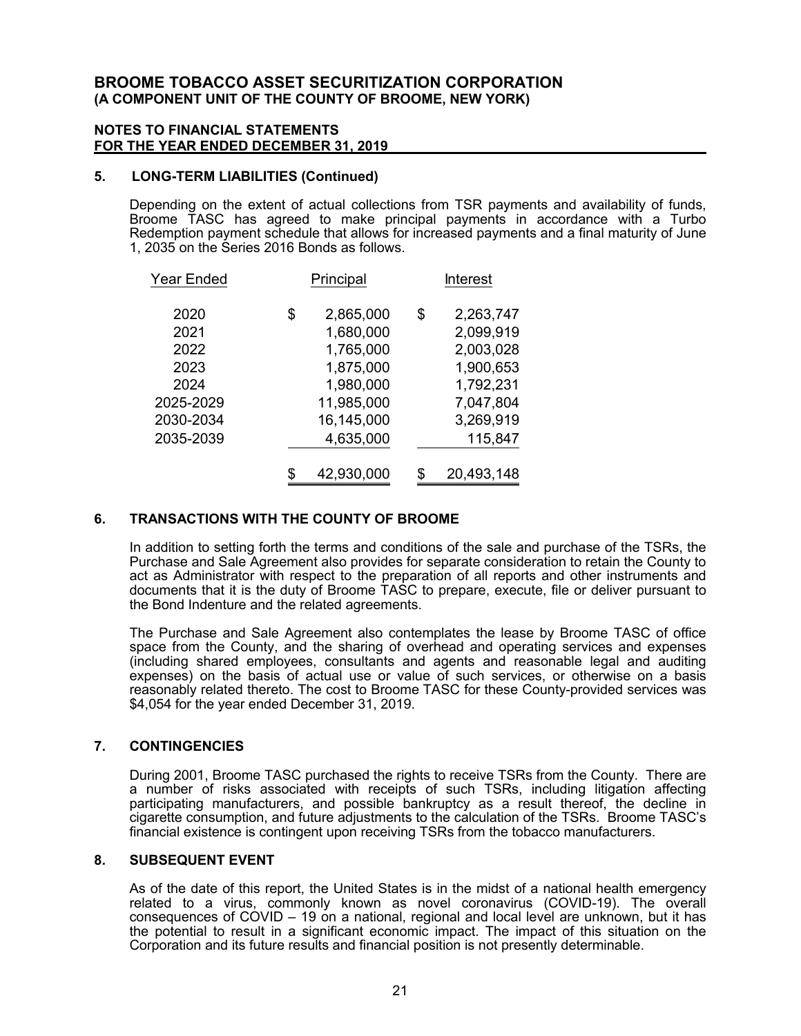# BROOME TOBACCO ASSET SECURITIZATION CORPORATION
## (A COMPONENT UNIT OF THE COUNTY OF BROOME, NEW YORK)

### NOTES TO FINANCIAL STATEMENTS
### FOR THE YEAR ENDED DECEMBER 31, 2019

### 5. LONG-TERM LIABILITIES (Continued)

Depending on the extent of actual collections from TSR payments and availability of funds, Broome TASC has agreed to make principal payments in accordance with a Turbo Redemption payment schedule that allows for increased payments and a final maturity of June 1, 2035 on the Series 2016 Bonds as follows.

| Year Ended | Principal | Interest |
|---|---|---|
| 2020 | $ 2,865,000 | $ 2,263,747 |
| 2021 | 1,680,000 | 2,099,919 |
| 2022 | 1,765,000 | 2,003,028 |
| 2023 | 1,875,000 | 1,900,653 |
| 2024 | 1,980,000 | 1,792,231 |
| 2025-2029 | 11,985,000 | 7,047,804 |
| 2030-2034 | 16,145,000 | 3,269,919 |
| 2035-2039 | 4,635,000 | 115,847 |
| | $ 42,930,000 | $ 20,493,148 |

### 6. TRANSACTIONS WITH THE COUNTY OF BROOME

In addition to setting forth the terms and conditions of the sale and purchase of the TSRs, the Purchase and Sale Agreement also provides for separate consideration to retain the County to act as Administrator with respect to the preparation of all reports and other instruments and documents that it is the duty of Broome TASC to prepare, execute, file or deliver pursuant to the Bond Indenture and the related agreements.

The Purchase and Sale Agreement also contemplates the lease by Broome TASC of office space from the County, and the sharing of overhead and operating services and expenses (including shared employees, consultants and agents and reasonable legal and auditing expenses) on the basis of actual use or value of such services, or otherwise on a basis reasonably related thereto. The cost to Broome TASC for these County-provided services was $4,054 for the year ended December 31, 2019.

### 7. CONTINGENCIES

During 2001, Broome TASC purchased the rights to receive TSRs from the County. There are a number of risks associated with receipts of such TSRs, including litigation affecting participating manufacturers, and possible bankruptcy as a result thereof, the decline in cigarette consumption, and future adjustments to the calculation of the TSRs. Broome TASC's financial existence is contingent upon receiving TSRs from the tobacco manufacturers.

### 8. SUBSEQUENT EVENT

As of the date of this report, the United States is in the midst of a national health emergency related to a virus, commonly known as novel coronavirus (COVID-19). The overall consequences of COVID – 19 on a national, regional and local level are unknown, but it has the potential to result in a significant economic impact. The impact of this situation on the Corporation and its future results and financial position is not presently determinable.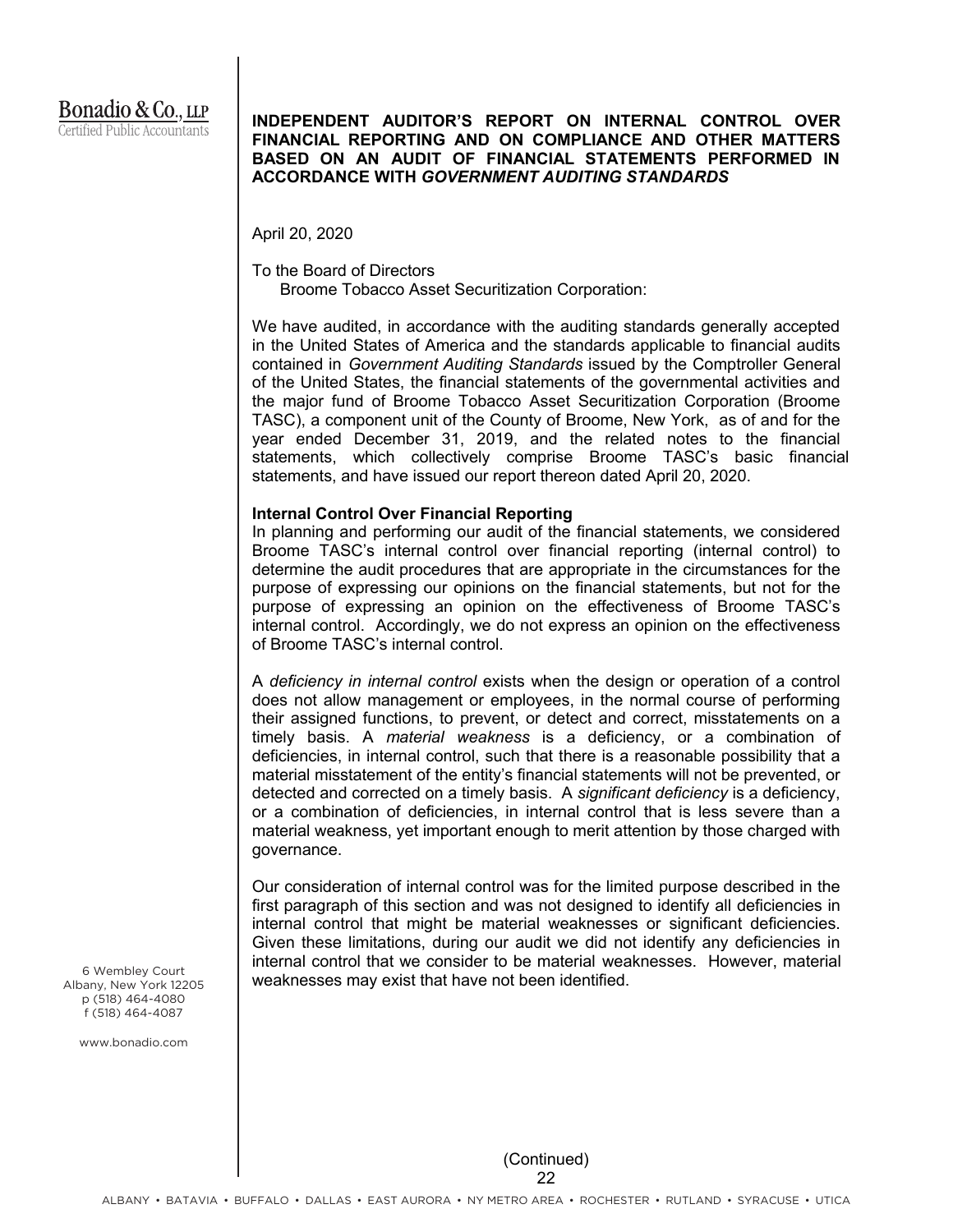Bonadio & Co., LLP
Certified Public Accountants

**INDEPENDENT AUDITOR'S REPORT ON INTERNAL CONTROL OVER FINANCIAL REPORTING AND ON COMPLIANCE AND OTHER MATTERS BASED ON AN AUDIT OF FINANCIAL STATEMENTS PERFORMED IN ACCORDANCE WITH *GOVERNMENT AUDITING STANDARDS***

April 20, 2020

To the Board of Directors
Broome Tobacco Asset Securitization Corporation:

We have audited, in accordance with the auditing standards generally accepted in the United States of America and the standards applicable to financial audits contained in *Government Auditing Standards* issued by the Comptroller General of the United States, the financial statements of the governmental activities and the major fund of Broome Tobacco Asset Securitization Corporation (Broome TASC), a component unit of the County of Broome, New York, as of and for the year ended December 31, 2019, and the related notes to the financial statements, which collectively comprise Broome TASC's basic financial statements, and have issued our report thereon dated April 20, 2020.

**Internal Control Over Financial Reporting**

In planning and performing our audit of the financial statements, we considered Broome TASC's internal control over financial reporting (internal control) to determine the audit procedures that are appropriate in the circumstances for the purpose of expressing our opinions on the financial statements, but not for the purpose of expressing an opinion on the effectiveness of Broome TASC's internal control. Accordingly, we do not express an opinion on the effectiveness of Broome TASC's internal control.

A *deficiency in internal control* exists when the design or operation of a control does not allow management or employees, in the normal course of performing their assigned functions, to prevent, or detect and correct, misstatements on a timely basis. A *material weakness* is a deficiency, or a combination of deficiencies, in internal control, such that there is a reasonable possibility that a material misstatement of the entity's financial statements will not be prevented, or detected and corrected on a timely basis. A *significant deficiency* is a deficiency, or a combination of deficiencies, in internal control that is less severe than a material weakness, yet important enough to merit attention by those charged with governance.

Our consideration of internal control was for the limited purpose described in the first paragraph of this section and was not designed to identify all deficiencies in internal control that might be material weaknesses or significant deficiencies. Given these limitations, during our audit we did not identify any deficiencies in internal control that we consider to be material weaknesses. However, material weaknesses may exist that have not been identified.

6 Wembley Court
Albany, New York 12205
p (518) 464-4080
f (518) 464-4087

www.bonadio.com

(Continued)

ALBANY • BATAVIA • BUFFALO • DALLAS • EAST AURORA • NY METRO AREA • ROCHESTER • RUTLAND • SYRACUSE • UTICA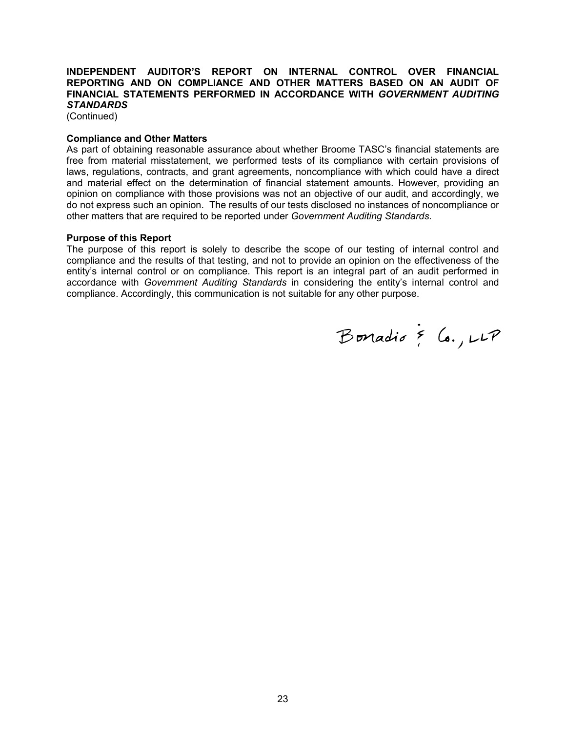**INDEPENDENT AUDITOR'S REPORT ON INTERNAL CONTROL OVER FINANCIAL REPORTING AND ON COMPLIANCE AND OTHER MATTERS BASED ON AN AUDIT OF FINANCIAL STATEMENTS PERFORMED IN ACCORDANCE WITH *GOVERNMENT AUDITING STANDARDS***
(Continued)

**Compliance and Other Matters**
As part of obtaining reasonable assurance about whether Broome TASC's financial statements are free from material misstatement, we performed tests of its compliance with certain provisions of laws, regulations, contracts, and grant agreements, noncompliance with which could have a direct and material effect on the determination of financial statement amounts. However, providing an opinion on compliance with those provisions was not an objective of our audit, and accordingly, we do not express such an opinion. The results of our tests disclosed no instances of noncompliance or other matters that are required to be reported under *Government Auditing Standards*.

**Purpose of this Report**
The purpose of this report is solely to describe the scope of our testing of internal control and compliance and the results of that testing, and not to provide an opinion on the effectiveness of the entity's internal control or on compliance. This report is an integral part of an audit performed in accordance with *Government Auditing Standards* in considering the entity's internal control and compliance. Accordingly, this communication is not suitable for any other purpose.

Bonadio & Co., LLP